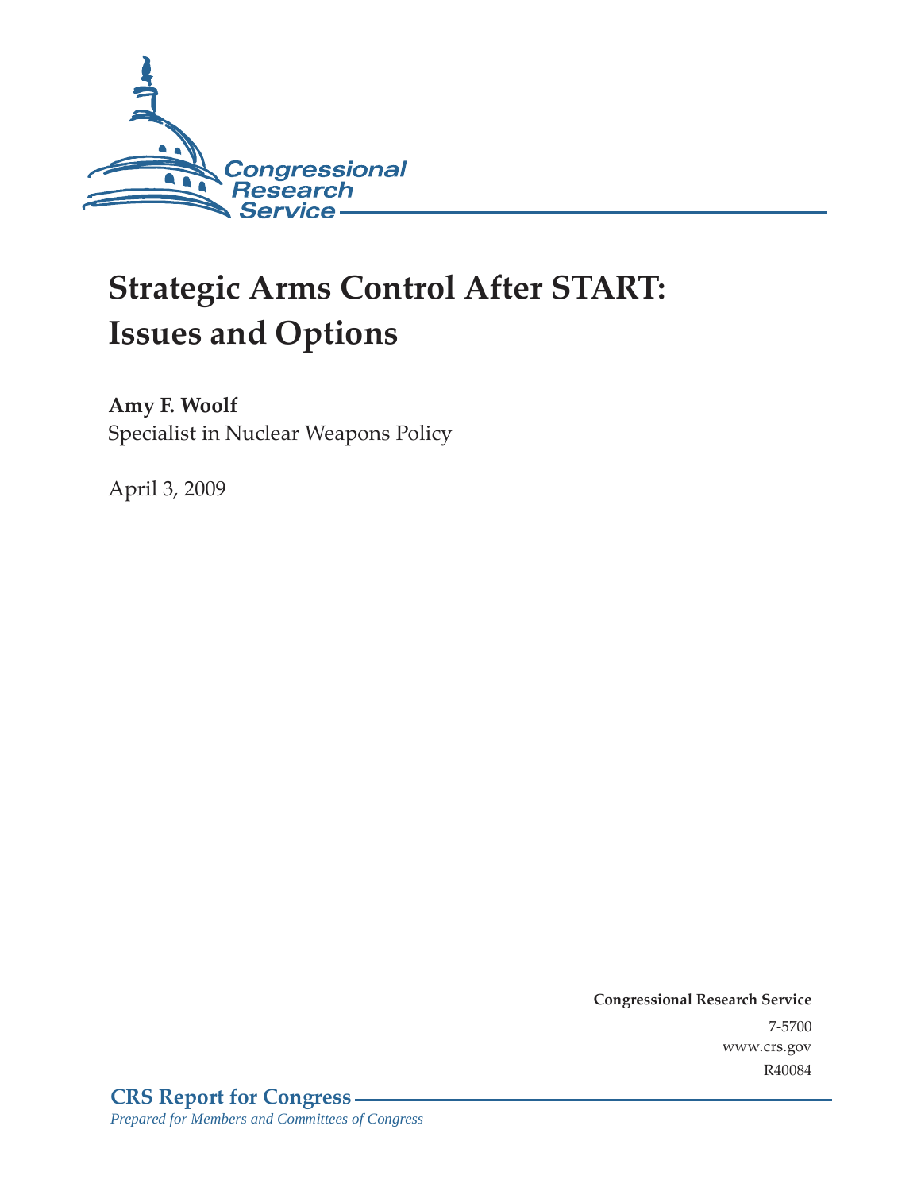Congressional Research Service

# Strategic Arms Control After START: Issues and Options

**Amy F. Woolf**
Specialist in Nuclear Weapons Policy

April 3, 2009

**Congressional Research Service**
7-5700
www.crs.gov
R40084

**CRS Report for Congress**
*Prepared for Members and Committees of Congress*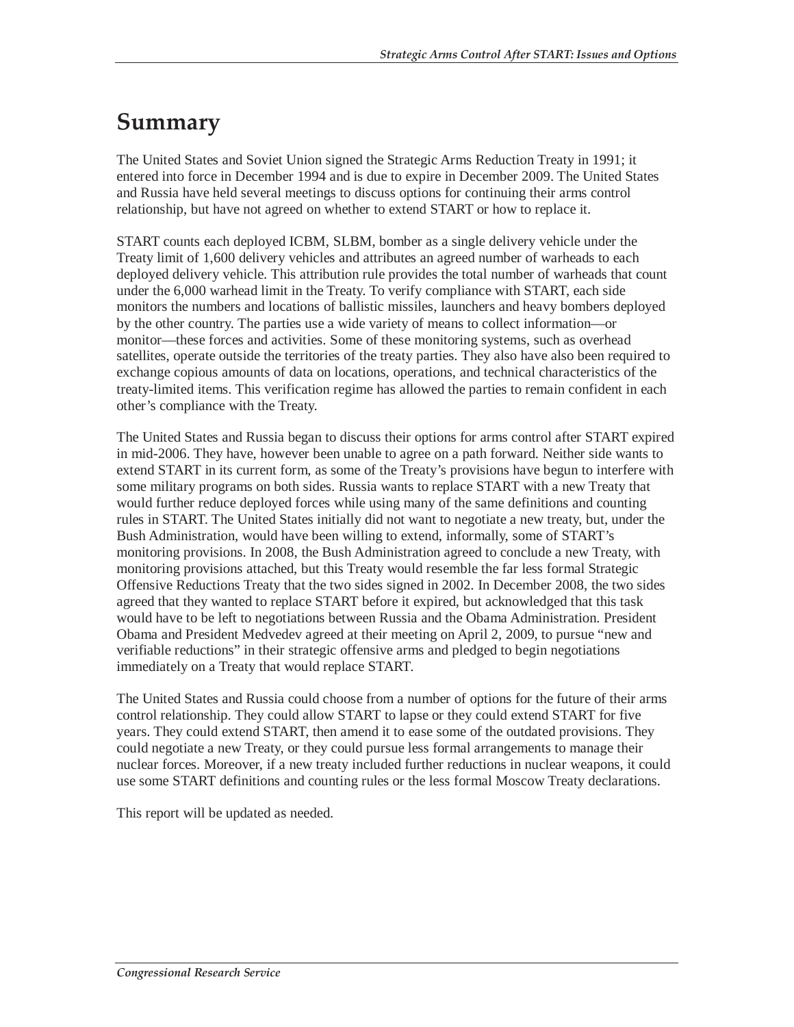# Summary

The United States and Soviet Union signed the Strategic Arms Reduction Treaty in 1991; it entered into force in December 1994 and is due to expire in December 2009. The United States and Russia have held several meetings to discuss options for continuing their arms control relationship, but have not agreed on whether to extend START or how to replace it.

START counts each deployed ICBM, SLBM, bomber as a single delivery vehicle under the Treaty limit of 1,600 delivery vehicles and attributes an agreed number of warheads to each deployed delivery vehicle. This attribution rule provides the total number of warheads that count under the 6,000 warhead limit in the Treaty. To verify compliance with START, each side monitors the numbers and locations of ballistic missiles, launchers and heavy bombers deployed by the other country. The parties use a wide variety of means to collect information—or monitor—these forces and activities. Some of these monitoring systems, such as overhead satellites, operate outside the territories of the treaty parties. They also have also been required to exchange copious amounts of data on locations, operations, and technical characteristics of the treaty-limited items. This verification regime has allowed the parties to remain confident in each other's compliance with the Treaty.

The United States and Russia began to discuss their options for arms control after START expired in mid-2006. They have, however been unable to agree on a path forward. Neither side wants to extend START in its current form, as some of the Treaty's provisions have begun to interfere with some military programs on both sides. Russia wants to replace START with a new Treaty that would further reduce deployed forces while using many of the same definitions and counting rules in START. The United States initially did not want to negotiate a new treaty, but, under the Bush Administration, would have been willing to extend, informally, some of START's monitoring provisions. In 2008, the Bush Administration agreed to conclude a new Treaty, with monitoring provisions attached, but this Treaty would resemble the far less formal Strategic Offensive Reductions Treaty that the two sides signed in 2002. In December 2008, the two sides agreed that they wanted to replace START before it expired, but acknowledged that this task would have to be left to negotiations between Russia and the Obama Administration. President Obama and President Medvedev agreed at their meeting on April 2, 2009, to pursue "new and verifiable reductions" in their strategic offensive arms and pledged to begin negotiations immediately on a Treaty that would replace START.

The United States and Russia could choose from a number of options for the future of their arms control relationship. They could allow START to lapse or they could extend START for five years. They could extend START, then amend it to ease some of the outdated provisions. They could negotiate a new Treaty, or they could pursue less formal arrangements to manage their nuclear forces. Moreover, if a new treaty included further reductions in nuclear weapons, it could use some START definitions and counting rules or the less formal Moscow Treaty declarations.

This report will be updated as needed.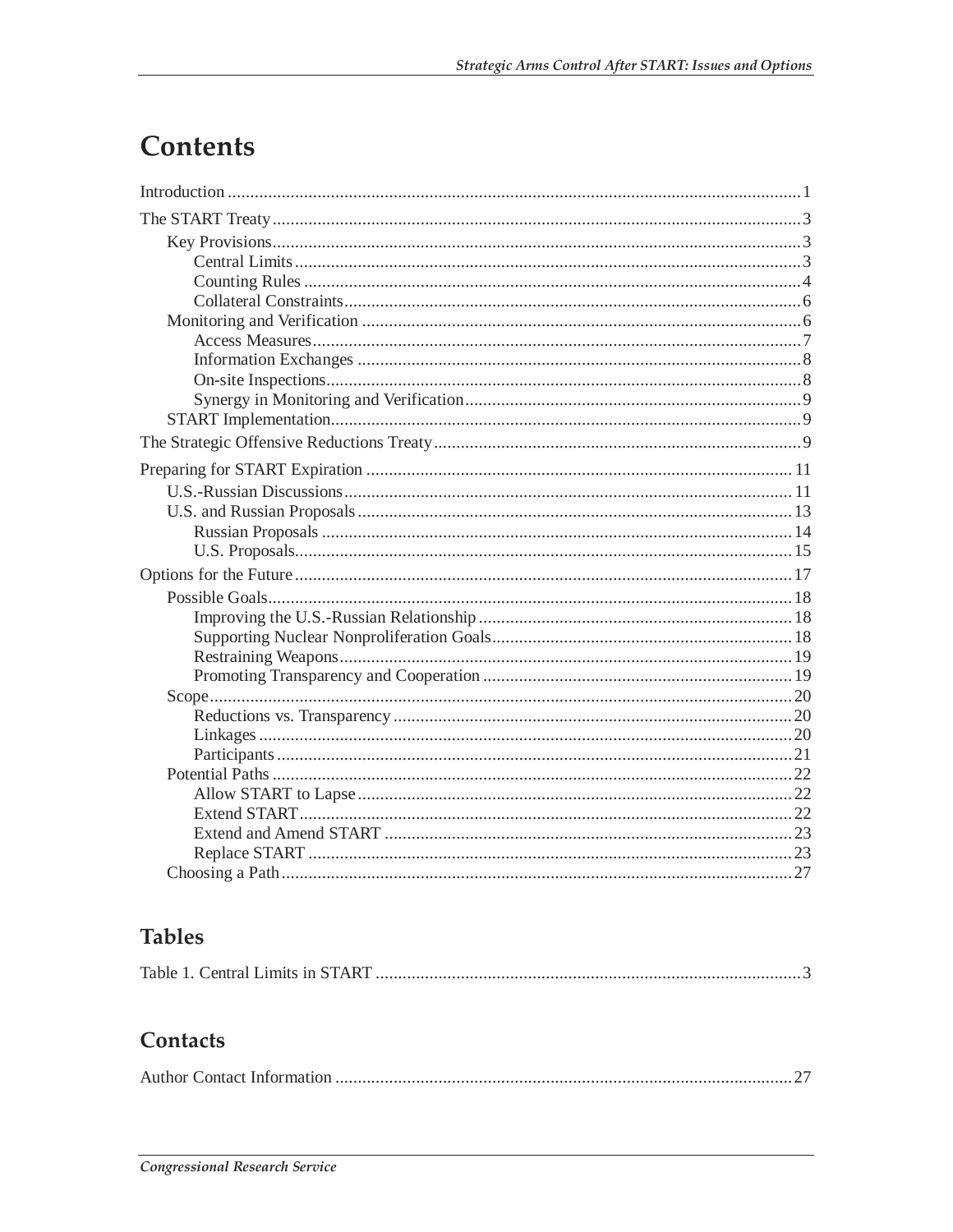# Contents

Introduction ..... 1

The START Treaty ..... 3

- Key Provisions ..... 3
  - Central Limits ..... 3
  - Counting Rules ..... 4
  - Collateral Constraints ..... 6
- Monitoring and Verification ..... 6
  - Access Measures ..... 7
  - Information Exchanges ..... 8
  - On-site Inspections ..... 8
  - Synergy in Monitoring and Verification ..... 9
- START Implementation ..... 9

The Strategic Offensive Reductions Treaty ..... 9

Preparing for START Expiration ..... 11

- U.S.-Russian Discussions ..... 11
- U.S. and Russian Proposals ..... 13
  - Russian Proposals ..... 14
  - U.S. Proposals ..... 15

Options for the Future ..... 17

- Possible Goals ..... 18
  - Improving the U.S.-Russian Relationship ..... 18
  - Supporting Nuclear Nonproliferation Goals ..... 18
  - Restraining Weapons ..... 19
  - Promoting Transparency and Cooperation ..... 19
- Scope ..... 20
  - Reductions vs. Transparency ..... 20
  - Linkages ..... 20
  - Participants ..... 21
- Potential Paths ..... 22
  - Allow START to Lapse ..... 22
  - Extend START ..... 22
  - Extend and Amend START ..... 23
  - Replace START ..... 23
- Choosing a Path ..... 27

## Tables

Table 1. Central Limits in START ..... 3

## Contacts

Author Contact Information ..... 27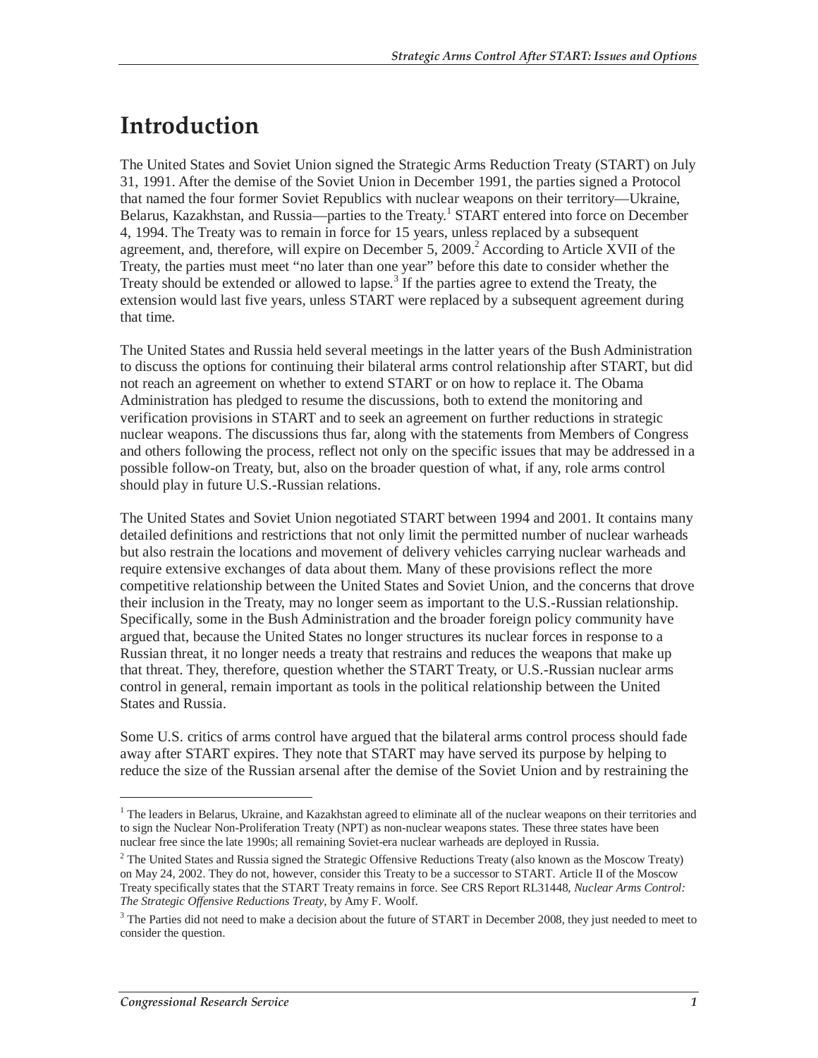# Introduction

The United States and Soviet Union signed the Strategic Arms Reduction Treaty (START) on July 31, 1991. After the demise of the Soviet Union in December 1991, the parties signed a Protocol that named the four former Soviet Republics with nuclear weapons on their territory—Ukraine, Belarus, Kazakhstan, and Russia—parties to the Treaty.[1] START entered into force on December 4, 1994. The Treaty was to remain in force for 15 years, unless replaced by a subsequent agreement, and, therefore, will expire on December 5, 2009.[2] According to Article XVII of the Treaty, the parties must meet "no later than one year" before this date to consider whether the Treaty should be extended or allowed to lapse.[3] If the parties agree to extend the Treaty, the extension would last five years, unless START were replaced by a subsequent agreement during that time.

The United States and Russia held several meetings in the latter years of the Bush Administration to discuss the options for continuing their bilateral arms control relationship after START, but did not reach an agreement on whether to extend START or on how to replace it. The Obama Administration has pledged to resume the discussions, both to extend the monitoring and verification provisions in START and to seek an agreement on further reductions in strategic nuclear weapons. The discussions thus far, along with the statements from Members of Congress and others following the process, reflect not only on the specific issues that may be addressed in a possible follow-on Treaty, but, also on the broader question of what, if any, role arms control should play in future U.S.-Russian relations.

The United States and Soviet Union negotiated START between 1994 and 2001. It contains many detailed definitions and restrictions that not only limit the permitted number of nuclear warheads but also restrain the locations and movement of delivery vehicles carrying nuclear warheads and require extensive exchanges of data about them. Many of these provisions reflect the more competitive relationship between the United States and Soviet Union, and the concerns that drove their inclusion in the Treaty, may no longer seem as important to the U.S.-Russian relationship. Specifically, some in the Bush Administration and the broader foreign policy community have argued that, because the United States no longer structures its nuclear forces in response to a Russian threat, it no longer needs a treaty that restrains and reduces the weapons that make up that threat. They, therefore, question whether the START Treaty, or U.S.-Russian nuclear arms control in general, remain important as tools in the political relationship between the United States and Russia.

Some U.S. critics of arms control have argued that the bilateral arms control process should fade away after START expires. They note that START may have served its purpose by helping to reduce the size of the Russian arsenal after the demise of the Soviet Union and by restraining the

---

[1] The leaders in Belarus, Ukraine, and Kazakhstan agreed to eliminate all of the nuclear weapons on their territories and to sign the Nuclear Non-Proliferation Treaty (NPT) as non-nuclear weapons states. These three states have been nuclear free since the late 1990s; all remaining Soviet-era nuclear warheads are deployed in Russia.

[2] The United States and Russia signed the Strategic Offensive Reductions Treaty (also known as the Moscow Treaty) on May 24, 2002. They do not, however, consider this Treaty to be a successor to START. Article II of the Moscow Treaty specifically states that the START Treaty remains in force. See CRS Report RL31448, *Nuclear Arms Control: The Strategic Offensive Reductions Treaty*, by Amy F. Woolf.

[3] The Parties did not need to make a decision about the future of START in December 2008, they just needed to meet to consider the question.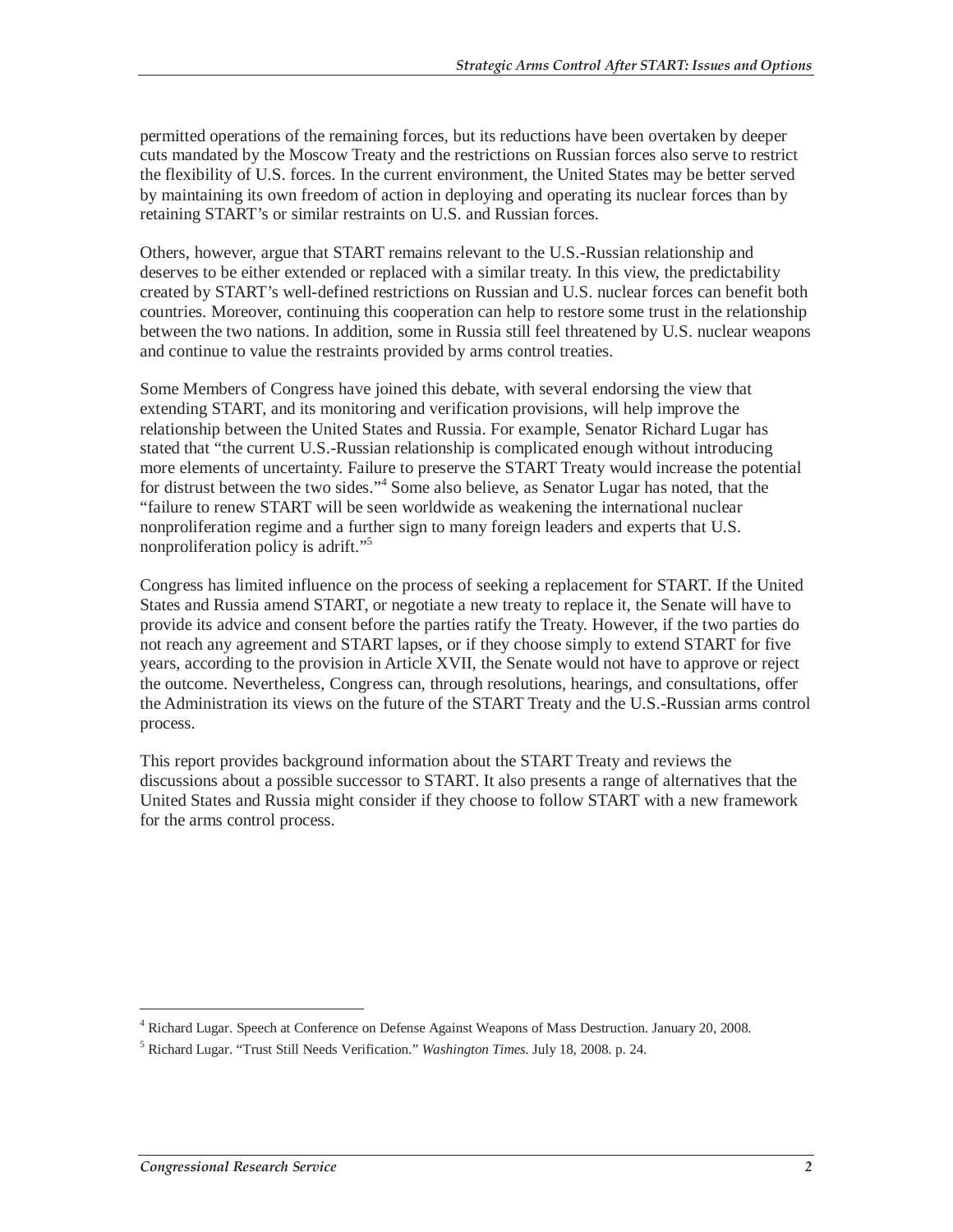permitted operations of the remaining forces, but its reductions have been overtaken by deeper cuts mandated by the Moscow Treaty and the restrictions on Russian forces also serve to restrict the flexibility of U.S. forces. In the current environment, the United States may be better served by maintaining its own freedom of action in deploying and operating its nuclear forces than by retaining START's or similar restraints on U.S. and Russian forces.

Others, however, argue that START remains relevant to the U.S.-Russian relationship and deserves to be either extended or replaced with a similar treaty. In this view, the predictability created by START's well-defined restrictions on Russian and U.S. nuclear forces can benefit both countries. Moreover, continuing this cooperation can help to restore some trust in the relationship between the two nations. In addition, some in Russia still feel threatened by U.S. nuclear weapons and continue to value the restraints provided by arms control treaties.

Some Members of Congress have joined this debate, with several endorsing the view that extending START, and its monitoring and verification provisions, will help improve the relationship between the United States and Russia. For example, Senator Richard Lugar has stated that "the current U.S.-Russian relationship is complicated enough without introducing more elements of uncertainty. Failure to preserve the START Treaty would increase the potential for distrust between the two sides."[4] Some also believe, as Senator Lugar has noted, that the "failure to renew START will be seen worldwide as weakening the international nuclear nonproliferation regime and a further sign to many foreign leaders and experts that U.S. nonproliferation policy is adrift."[5]

Congress has limited influence on the process of seeking a replacement for START. If the United States and Russia amend START, or negotiate a new treaty to replace it, the Senate will have to provide its advice and consent before the parties ratify the Treaty. However, if the two parties do not reach any agreement and START lapses, or if they choose simply to extend START for five years, according to the provision in Article XVII, the Senate would not have to approve or reject the outcome. Nevertheless, Congress can, through resolutions, hearings, and consultations, offer the Administration its views on the future of the START Treaty and the U.S.-Russian arms control process.

This report provides background information about the START Treaty and reviews the discussions about a possible successor to START. It also presents a range of alternatives that the United States and Russia might consider if they choose to follow START with a new framework for the arms control process.

---

[4] Richard Lugar. Speech at Conference on Defense Against Weapons of Mass Destruction. January 20, 2008.

[5] Richard Lugar. "Trust Still Needs Verification." *Washington Times*. July 18, 2008. p. 24.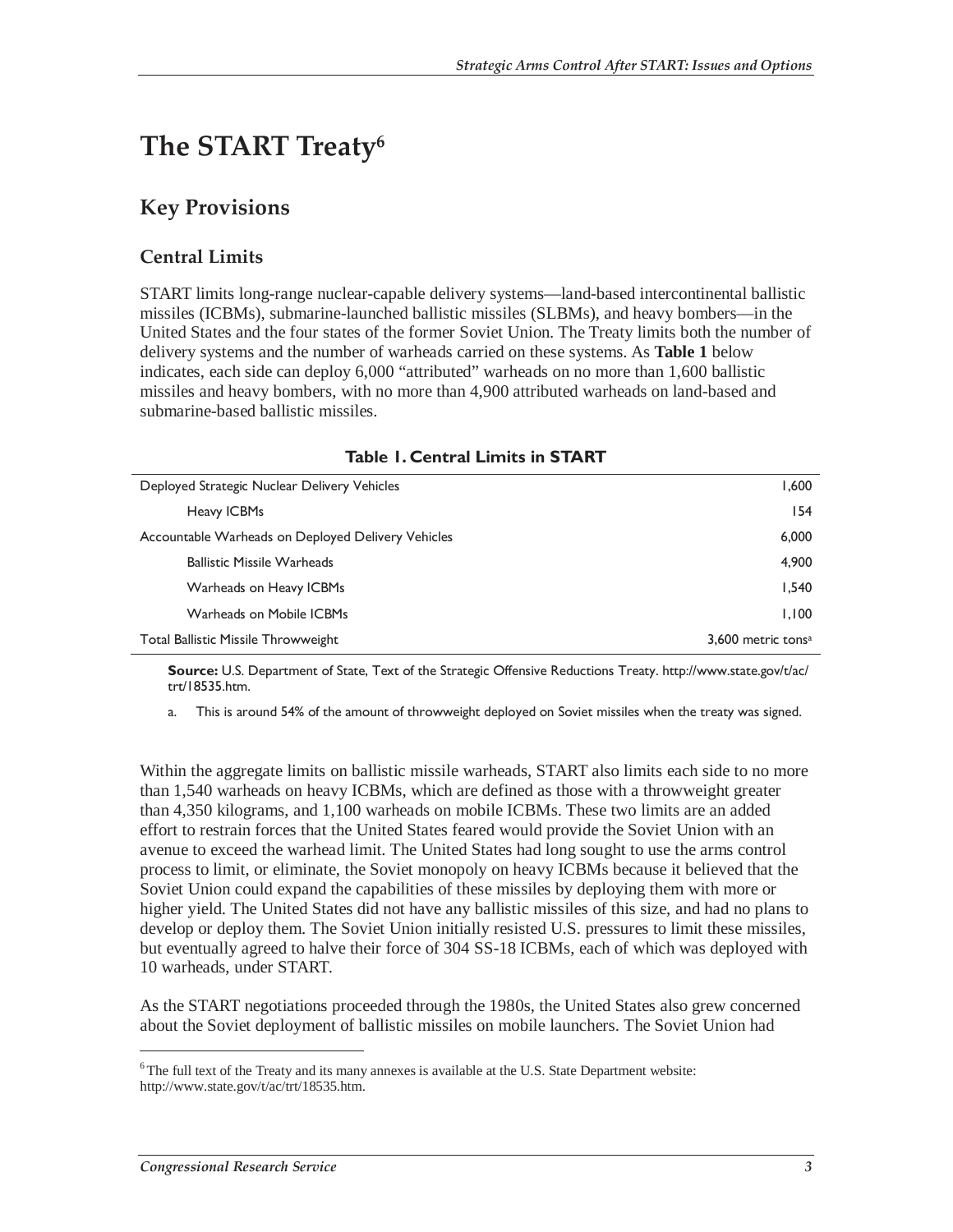# The START Treaty[6]

## Key Provisions

### Central Limits

START limits long-range nuclear-capable delivery systems—land-based intercontinental ballistic missiles (ICBMs), submarine-launched ballistic missiles (SLBMs), and heavy bombers—in the United States and the four states of the former Soviet Union. The Treaty limits both the number of delivery systems and the number of warheads carried on these systems. As **Table 1** below indicates, each side can deploy 6,000 "attributed" warheads on no more than 1,600 ballistic missiles and heavy bombers, with no more than 4,900 attributed warheads on land-based and submarine-based ballistic missiles.

**Table 1. Central Limits in START**

| | |
|---|---|
| Deployed Strategic Nuclear Delivery Vehicles | 1,600 |
| Heavy ICBMs | 154 |
| Accountable Warheads on Deployed Delivery Vehicles | 6,000 |
| Ballistic Missile Warheads | 4,900 |
| Warheads on Heavy ICBMs | 1,540 |
| Warheads on Mobile ICBMs | 1,100 |
| Total Ballistic Missile Throwweight | 3,600 metric tons[a] |

**Source:** U.S. Department of State, Text of the Strategic Offensive Reductions Treaty. http://www.state.gov/t/ac/trt/18535.htm.

a. This is around 54% of the amount of throwweight deployed on Soviet missiles when the treaty was signed.

Within the aggregate limits on ballistic missile warheads, START also limits each side to no more than 1,540 warheads on heavy ICBMs, which are defined as those with a throwweight greater than 4,350 kilograms, and 1,100 warheads on mobile ICBMs. These two limits are an added effort to restrain forces that the United States feared would provide the Soviet Union with an avenue to exceed the warhead limit. The United States had long sought to use the arms control process to limit, or eliminate, the Soviet monopoly on heavy ICBMs because it believed that the Soviet Union could expand the capabilities of these missiles by deploying them with more or higher yield. The United States did not have any ballistic missiles of this size, and had no plans to develop or deploy them. The Soviet Union initially resisted U.S. pressures to limit these missiles, but eventually agreed to halve their force of 304 SS-18 ICBMs, each of which was deployed with 10 warheads, under START.

As the START negotiations proceeded through the 1980s, the United States also grew concerned about the Soviet deployment of ballistic missiles on mobile launchers. The Soviet Union had

[6] The full text of the Treaty and its many annexes is available at the U.S. State Department website: http://www.state.gov/t/ac/trt/18535.htm.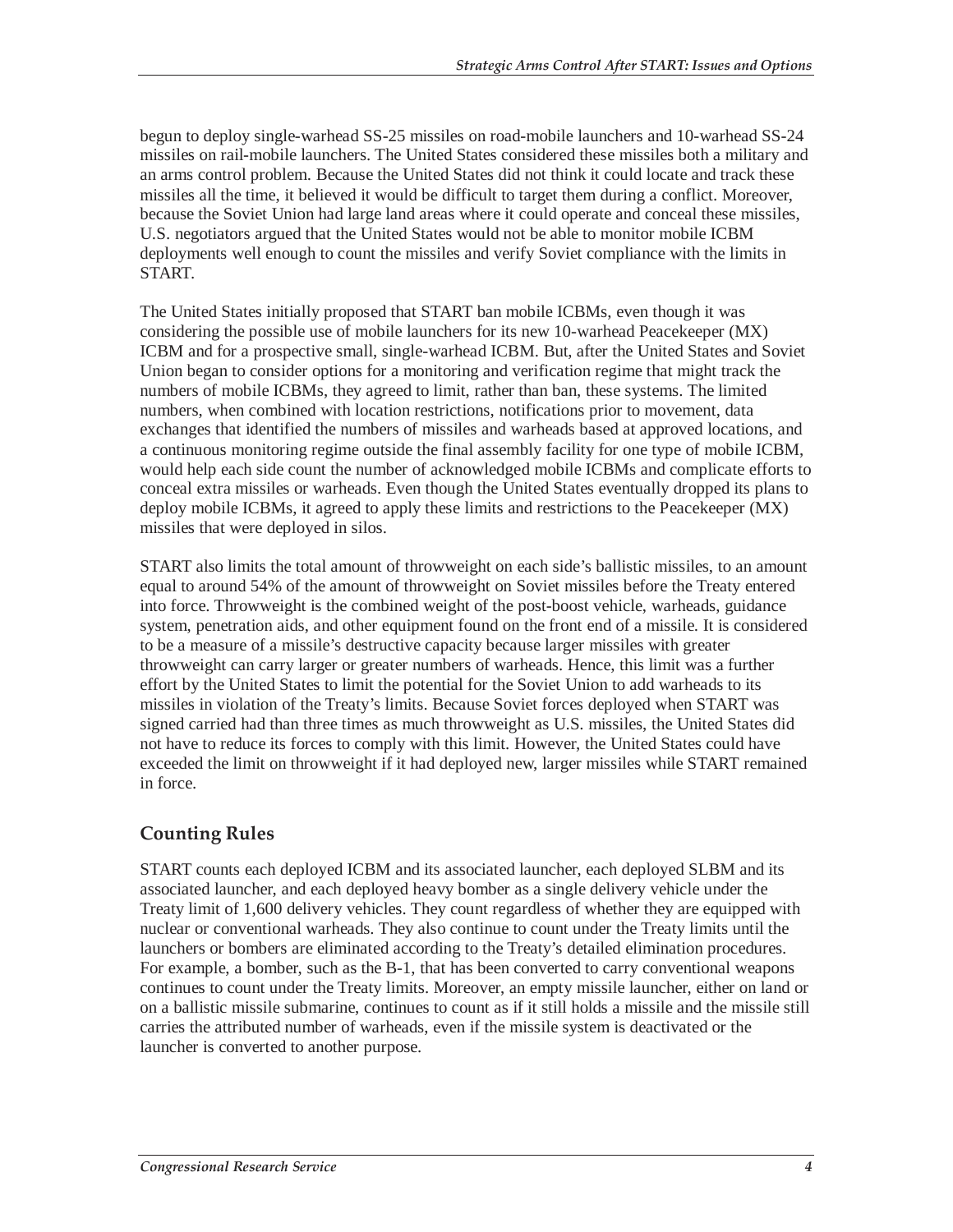begun to deploy single-warhead SS-25 missiles on road-mobile launchers and 10-warhead SS-24 missiles on rail-mobile launchers. The United States considered these missiles both a military and an arms control problem. Because the United States did not think it could locate and track these missiles all the time, it believed it would be difficult to target them during a conflict. Moreover, because the Soviet Union had large land areas where it could operate and conceal these missiles, U.S. negotiators argued that the United States would not be able to monitor mobile ICBM deployments well enough to count the missiles and verify Soviet compliance with the limits in START.

The United States initially proposed that START ban mobile ICBMs, even though it was considering the possible use of mobile launchers for its new 10-warhead Peacekeeper (MX) ICBM and for a prospective small, single-warhead ICBM. But, after the United States and Soviet Union began to consider options for a monitoring and verification regime that might track the numbers of mobile ICBMs, they agreed to limit, rather than ban, these systems. The limited numbers, when combined with location restrictions, notifications prior to movement, data exchanges that identified the numbers of missiles and warheads based at approved locations, and a continuous monitoring regime outside the final assembly facility for one type of mobile ICBM, would help each side count the number of acknowledged mobile ICBMs and complicate efforts to conceal extra missiles or warheads. Even though the United States eventually dropped its plans to deploy mobile ICBMs, it agreed to apply these limits and restrictions to the Peacekeeper (MX) missiles that were deployed in silos.

START also limits the total amount of throwweight on each side's ballistic missiles, to an amount equal to around 54% of the amount of throwweight on Soviet missiles before the Treaty entered into force. Throwweight is the combined weight of the post-boost vehicle, warheads, guidance system, penetration aids, and other equipment found on the front end of a missile. It is considered to be a measure of a missile's destructive capacity because larger missiles with greater throwweight can carry larger or greater numbers of warheads. Hence, this limit was a further effort by the United States to limit the potential for the Soviet Union to add warheads to its missiles in violation of the Treaty's limits. Because Soviet forces deployed when START was signed carried had than three times as much throwweight as U.S. missiles, the United States did not have to reduce its forces to comply with this limit. However, the United States could have exceeded the limit on throwweight if it had deployed new, larger missiles while START remained in force.

## Counting Rules

START counts each deployed ICBM and its associated launcher, each deployed SLBM and its associated launcher, and each deployed heavy bomber as a single delivery vehicle under the Treaty limit of 1,600 delivery vehicles. They count regardless of whether they are equipped with nuclear or conventional warheads. They also continue to count under the Treaty limits until the launchers or bombers are eliminated according to the Treaty's detailed elimination procedures. For example, a bomber, such as the B-1, that has been converted to carry conventional weapons continues to count under the Treaty limits. Moreover, an empty missile launcher, either on land or on a ballistic missile submarine, continues to count as if it still holds a missile and the missile still carries the attributed number of warheads, even if the missile system is deactivated or the launcher is converted to another purpose.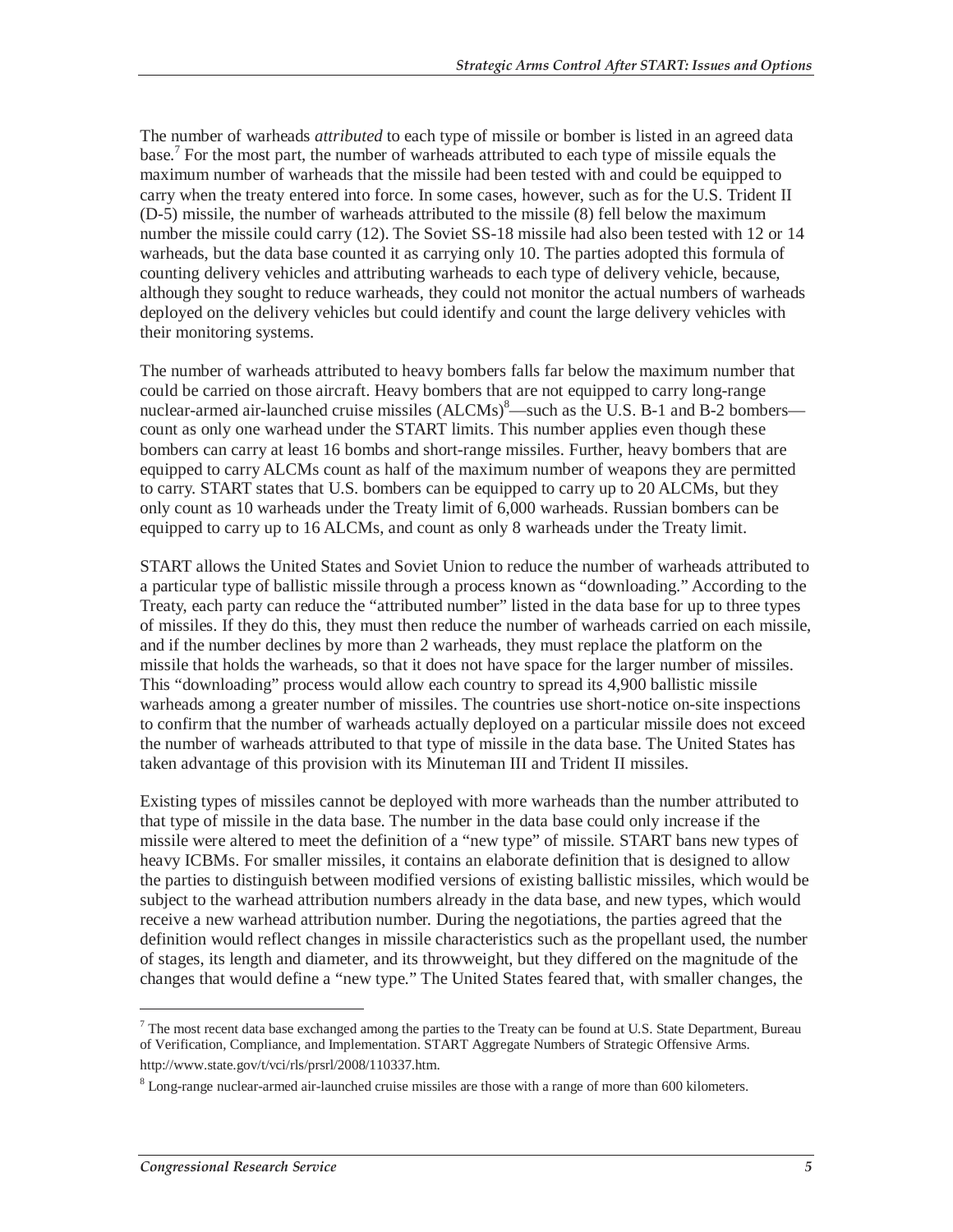The number of warheads *attributed* to each type of missile or bomber is listed in an agreed data base.[7] For the most part, the number of warheads attributed to each type of missile equals the maximum number of warheads that the missile had been tested with and could be equipped to carry when the treaty entered into force. In some cases, however, such as for the U.S. Trident II (D-5) missile, the number of warheads attributed to the missile (8) fell below the maximum number the missile could carry (12). The Soviet SS-18 missile had also been tested with 12 or 14 warheads, but the data base counted it as carrying only 10. The parties adopted this formula of counting delivery vehicles and attributing warheads to each type of delivery vehicle, because, although they sought to reduce warheads, they could not monitor the actual numbers of warheads deployed on the delivery vehicles but could identify and count the large delivery vehicles with their monitoring systems.

The number of warheads attributed to heavy bombers falls far below the maximum number that could be carried on those aircraft. Heavy bombers that are not equipped to carry long-range nuclear-armed air-launched cruise missiles (ALCMs)[8]—such as the U.S. B-1 and B-2 bombers—count as only one warhead under the START limits. This number applies even though these bombers can carry at least 16 bombs and short-range missiles. Further, heavy bombers that are equipped to carry ALCMs count as half of the maximum number of weapons they are permitted to carry. START states that U.S. bombers can be equipped to carry up to 20 ALCMs, but they only count as 10 warheads under the Treaty limit of 6,000 warheads. Russian bombers can be equipped to carry up to 16 ALCMs, and count as only 8 warheads under the Treaty limit.

START allows the United States and Soviet Union to reduce the number of warheads attributed to a particular type of ballistic missile through a process known as "downloading." According to the Treaty, each party can reduce the "attributed number" listed in the data base for up to three types of missiles. If they do this, they must then reduce the number of warheads carried on each missile, and if the number declines by more than 2 warheads, they must replace the platform on the missile that holds the warheads, so that it does not have space for the larger number of missiles. This "downloading" process would allow each country to spread its 4,900 ballistic missile warheads among a greater number of missiles. The countries use short-notice on-site inspections to confirm that the number of warheads actually deployed on a particular missile does not exceed the number of warheads attributed to that type of missile in the data base. The United States has taken advantage of this provision with its Minuteman III and Trident II missiles.

Existing types of missiles cannot be deployed with more warheads than the number attributed to that type of missile in the data base. The number in the data base could only increase if the missile were altered to meet the definition of a "new type" of missile. START bans new types of heavy ICBMs. For smaller missiles, it contains an elaborate definition that is designed to allow the parties to distinguish between modified versions of existing ballistic missiles, which would be subject to the warhead attribution numbers already in the data base, and new types, which would receive a new warhead attribution number. During the negotiations, the parties agreed that the definition would reflect changes in missile characteristics such as the propellant used, the number of stages, its length and diameter, and its throwweight, but they differed on the magnitude of the changes that would define a "new type." The United States feared that, with smaller changes, the

---

[7] The most recent data base exchanged among the parties to the Treaty can be found at U.S. State Department, Bureau of Verification, Compliance, and Implementation. START Aggregate Numbers of Strategic Offensive Arms. http://www.state.gov/t/vci/rls/prsrl/2008/110337.htm.

[8] Long-range nuclear-armed air-launched cruise missiles are those with a range of more than 600 kilometers.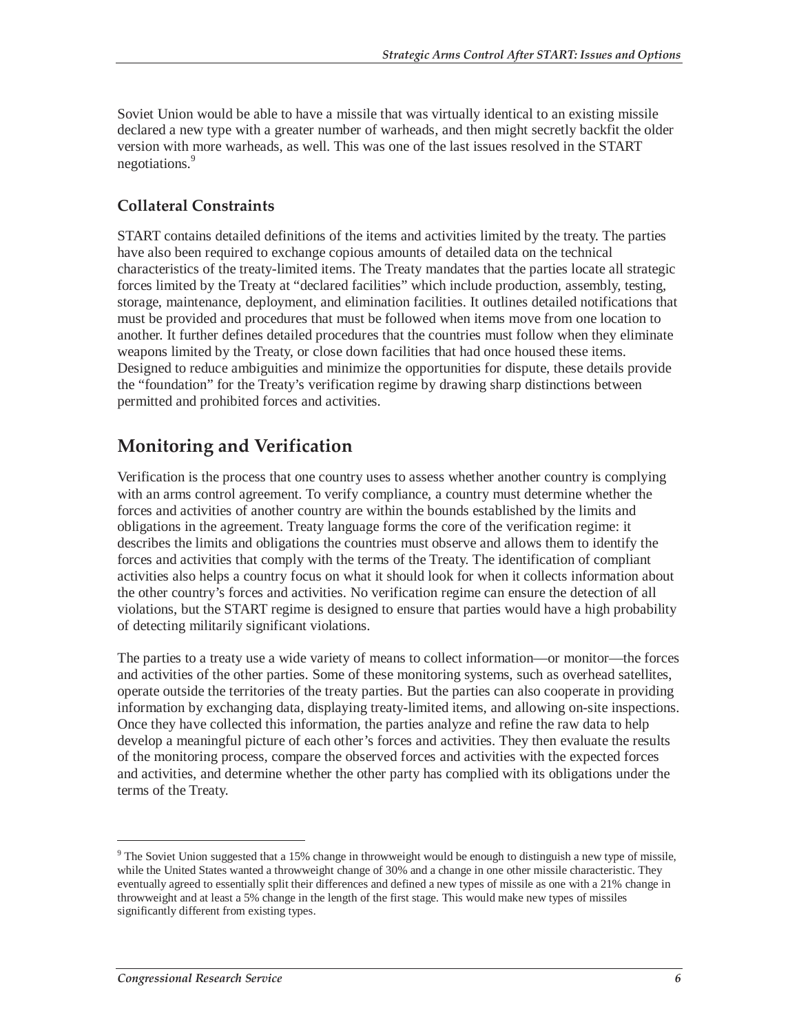Soviet Union would be able to have a missile that was virtually identical to an existing missile declared a new type with a greater number of warheads, and then might secretly backfit the older version with more warheads, as well. This was one of the last issues resolved in the START negotiations.[9]

### Collateral Constraints

START contains detailed definitions of the items and activities limited by the treaty. The parties have also been required to exchange copious amounts of detailed data on the technical characteristics of the treaty-limited items. The Treaty mandates that the parties locate all strategic forces limited by the Treaty at "declared facilities" which include production, assembly, testing, storage, maintenance, deployment, and elimination facilities. It outlines detailed notifications that must be provided and procedures that must be followed when items move from one location to another. It further defines detailed procedures that the countries must follow when they eliminate weapons limited by the Treaty, or close down facilities that had once housed these items. Designed to reduce ambiguities and minimize the opportunities for dispute, these details provide the "foundation" for the Treaty's verification regime by drawing sharp distinctions between permitted and prohibited forces and activities.

## Monitoring and Verification

Verification is the process that one country uses to assess whether another country is complying with an arms control agreement. To verify compliance, a country must determine whether the forces and activities of another country are within the bounds established by the limits and obligations in the agreement. Treaty language forms the core of the verification regime: it describes the limits and obligations the countries must observe and allows them to identify the forces and activities that comply with the terms of the Treaty. The identification of compliant activities also helps a country focus on what it should look for when it collects information about the other country's forces and activities. No verification regime can ensure the detection of all violations, but the START regime is designed to ensure that parties would have a high probability of detecting militarily significant violations.

The parties to a treaty use a wide variety of means to collect information—or monitor—the forces and activities of the other parties. Some of these monitoring systems, such as overhead satellites, operate outside the territories of the treaty parties. But the parties can also cooperate in providing information by exchanging data, displaying treaty-limited items, and allowing on-site inspections. Once they have collected this information, the parties analyze and refine the raw data to help develop a meaningful picture of each other's forces and activities. They then evaluate the results of the monitoring process, compare the observed forces and activities with the expected forces and activities, and determine whether the other party has complied with its obligations under the terms of the Treaty.

---

[9] The Soviet Union suggested that a 15% change in throwweight would be enough to distinguish a new type of missile, while the United States wanted a throwweight change of 30% and a change in one other missile characteristic. They eventually agreed to essentially split their differences and defined a new types of missile as one with a 21% change in throwweight and at least a 5% change in the length of the first stage. This would make new types of missiles significantly different from existing types.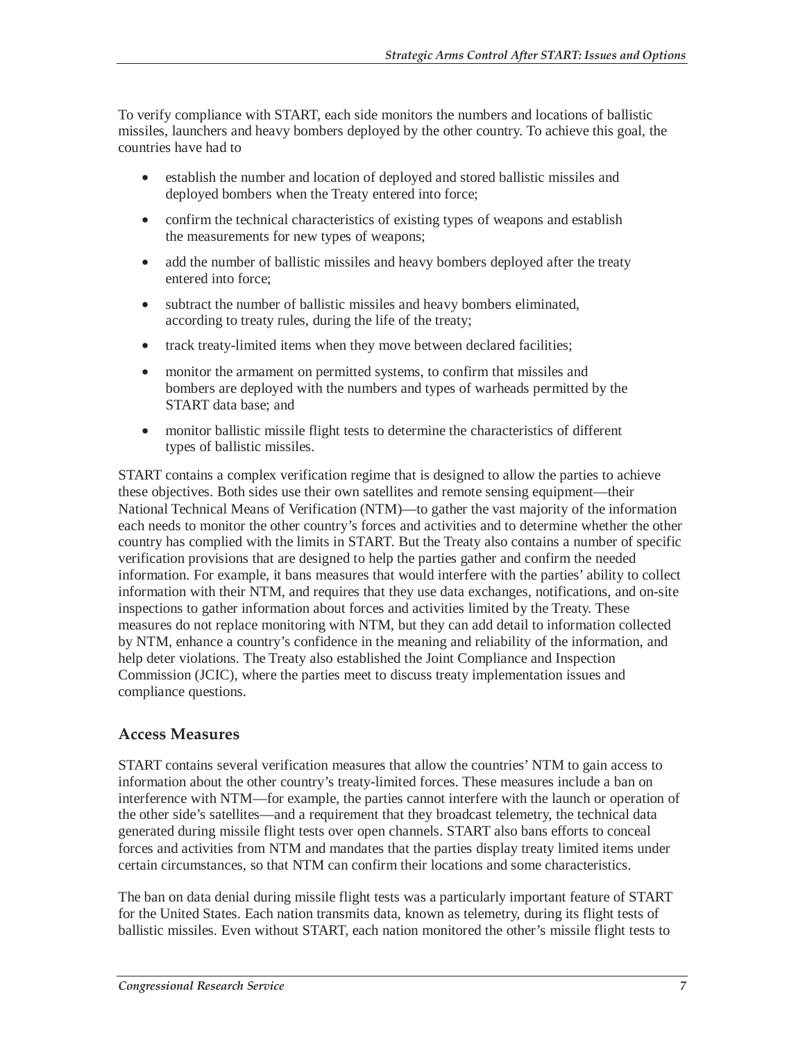To verify compliance with START, each side monitors the numbers and locations of ballistic missiles, launchers and heavy bombers deployed by the other country. To achieve this goal, the countries have had to

- establish the number and location of deployed and stored ballistic missiles and deployed bombers when the Treaty entered into force;
- confirm the technical characteristics of existing types of weapons and establish the measurements for new types of weapons;
- add the number of ballistic missiles and heavy bombers deployed after the treaty entered into force;
- subtract the number of ballistic missiles and heavy bombers eliminated, according to treaty rules, during the life of the treaty;
- track treaty-limited items when they move between declared facilities;
- monitor the armament on permitted systems, to confirm that missiles and bombers are deployed with the numbers and types of warheads permitted by the START data base; and
- monitor ballistic missile flight tests to determine the characteristics of different types of ballistic missiles.

START contains a complex verification regime that is designed to allow the parties to achieve these objectives. Both sides use their own satellites and remote sensing equipment—their National Technical Means of Verification (NTM)—to gather the vast majority of the information each needs to monitor the other country's forces and activities and to determine whether the other country has complied with the limits in START. But the Treaty also contains a number of specific verification provisions that are designed to help the parties gather and confirm the needed information. For example, it bans measures that would interfere with the parties' ability to collect information with their NTM, and requires that they use data exchanges, notifications, and on-site inspections to gather information about forces and activities limited by the Treaty. These measures do not replace monitoring with NTM, but they can add detail to information collected by NTM, enhance a country's confidence in the meaning and reliability of the information, and help deter violations. The Treaty also established the Joint Compliance and Inspection Commission (JCIC), where the parties meet to discuss treaty implementation issues and compliance questions.

### Access Measures

START contains several verification measures that allow the countries' NTM to gain access to information about the other country's treaty-limited forces. These measures include a ban on interference with NTM—for example, the parties cannot interfere with the launch or operation of the other side's satellites—and a requirement that they broadcast telemetry, the technical data generated during missile flight tests over open channels. START also bans efforts to conceal forces and activities from NTM and mandates that the parties display treaty limited items under certain circumstances, so that NTM can confirm their locations and some characteristics.

The ban on data denial during missile flight tests was a particularly important feature of START for the United States. Each nation transmits data, known as telemetry, during its flight tests of ballistic missiles. Even without START, each nation monitored the other's missile flight tests to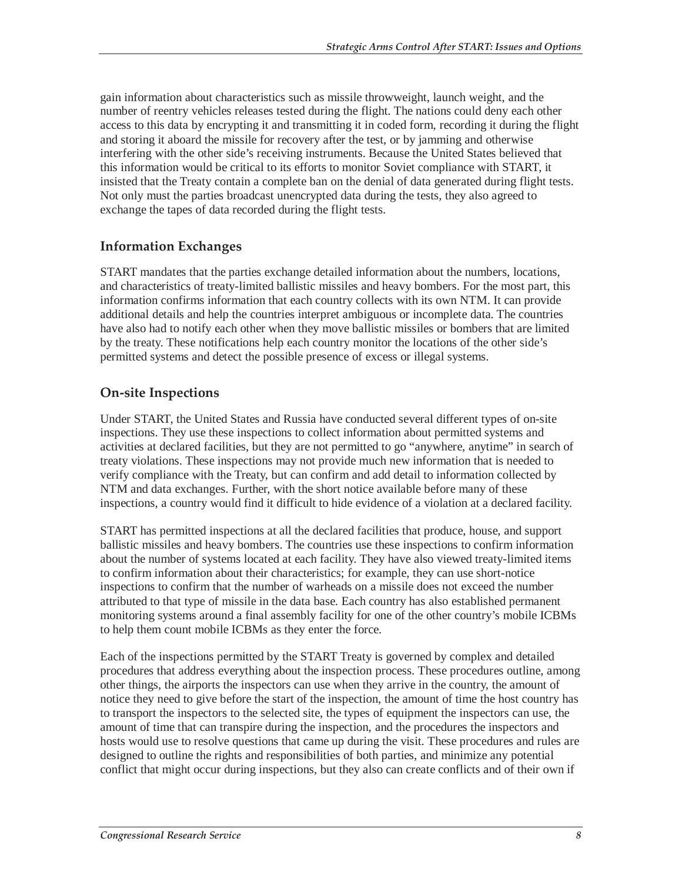gain information about characteristics such as missile throwweight, launch weight, and the number of reentry vehicles releases tested during the flight. The nations could deny each other access to this data by encrypting it and transmitting it in coded form, recording it during the flight and storing it aboard the missile for recovery after the test, or by jamming and otherwise interfering with the other side's receiving instruments. Because the United States believed that this information would be critical to its efforts to monitor Soviet compliance with START, it insisted that the Treaty contain a complete ban on the denial of data generated during flight tests. Not only must the parties broadcast unencrypted data during the tests, they also agreed to exchange the tapes of data recorded during the flight tests.

## Information Exchanges

START mandates that the parties exchange detailed information about the numbers, locations, and characteristics of treaty-limited ballistic missiles and heavy bombers. For the most part, this information confirms information that each country collects with its own NTM. It can provide additional details and help the countries interpret ambiguous or incomplete data. The countries have also had to notify each other when they move ballistic missiles or bombers that are limited by the treaty. These notifications help each country monitor the locations of the other side's permitted systems and detect the possible presence of excess or illegal systems.

## On-site Inspections

Under START, the United States and Russia have conducted several different types of on-site inspections. They use these inspections to collect information about permitted systems and activities at declared facilities, but they are not permitted to go "anywhere, anytime" in search of treaty violations. These inspections may not provide much new information that is needed to verify compliance with the Treaty, but can confirm and add detail to information collected by NTM and data exchanges. Further, with the short notice available before many of these inspections, a country would find it difficult to hide evidence of a violation at a declared facility.

START has permitted inspections at all the declared facilities that produce, house, and support ballistic missiles and heavy bombers. The countries use these inspections to confirm information about the number of systems located at each facility. They have also viewed treaty-limited items to confirm information about their characteristics; for example, they can use short-notice inspections to confirm that the number of warheads on a missile does not exceed the number attributed to that type of missile in the data base. Each country has also established permanent monitoring systems around a final assembly facility for one of the other country's mobile ICBMs to help them count mobile ICBMs as they enter the force.

Each of the inspections permitted by the START Treaty is governed by complex and detailed procedures that address everything about the inspection process. These procedures outline, among other things, the airports the inspectors can use when they arrive in the country, the amount of notice they need to give before the start of the inspection, the amount of time the host country has to transport the inspectors to the selected site, the types of equipment the inspectors can use, the amount of time that can transpire during the inspection, and the procedures the inspectors and hosts would use to resolve questions that came up during the visit. These procedures and rules are designed to outline the rights and responsibilities of both parties, and minimize any potential conflict that might occur during inspections, but they also can create conflicts and of their own if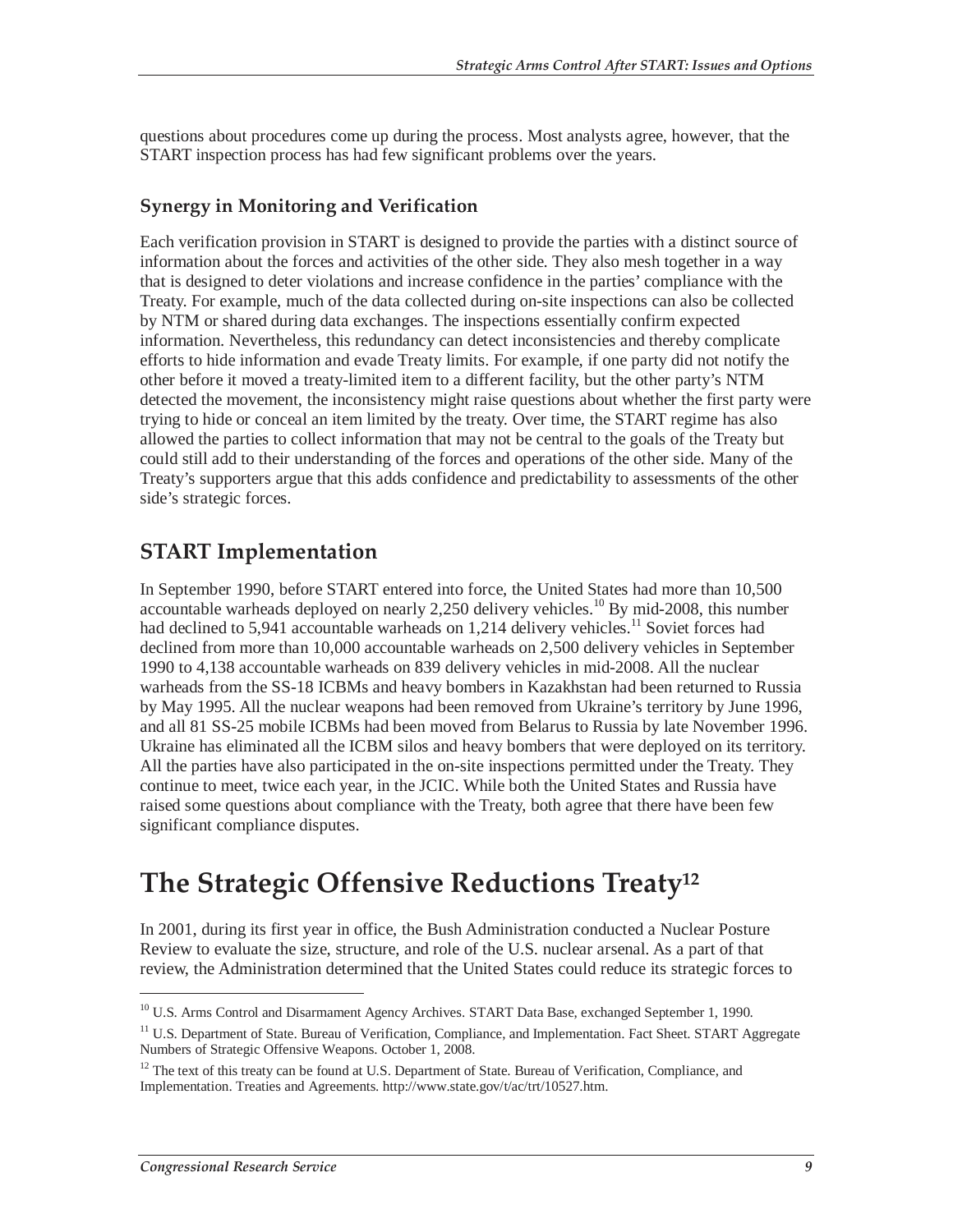questions about procedures come up during the process. Most analysts agree, however, that the START inspection process has had few significant problems over the years.

### Synergy in Monitoring and Verification

Each verification provision in START is designed to provide the parties with a distinct source of information about the forces and activities of the other side. They also mesh together in a way that is designed to deter violations and increase confidence in the parties' compliance with the Treaty. For example, much of the data collected during on-site inspections can also be collected by NTM or shared during data exchanges. The inspections essentially confirm expected information. Nevertheless, this redundancy can detect inconsistencies and thereby complicate efforts to hide information and evade Treaty limits. For example, if one party did not notify the other before it moved a treaty-limited item to a different facility, but the other party's NTM detected the movement, the inconsistency might raise questions about whether the first party were trying to hide or conceal an item limited by the treaty. Over time, the START regime has also allowed the parties to collect information that may not be central to the goals of the Treaty but could still add to their understanding of the forces and operations of the other side. Many of the Treaty's supporters argue that this adds confidence and predictability to assessments of the other side's strategic forces.

## START Implementation

In September 1990, before START entered into force, the United States had more than 10,500 accountable warheads deployed on nearly 2,250 delivery vehicles.[10] By mid-2008, this number had declined to 5,941 accountable warheads on 1,214 delivery vehicles.[11] Soviet forces had declined from more than 10,000 accountable warheads on 2,500 delivery vehicles in September 1990 to 4,138 accountable warheads on 839 delivery vehicles in mid-2008. All the nuclear warheads from the SS-18 ICBMs and heavy bombers in Kazakhstan had been returned to Russia by May 1995. All the nuclear weapons had been removed from Ukraine's territory by June 1996, and all 81 SS-25 mobile ICBMs had been moved from Belarus to Russia by late November 1996. Ukraine has eliminated all the ICBM silos and heavy bombers that were deployed on its territory. All the parties have also participated in the on-site inspections permitted under the Treaty. They continue to meet, twice each year, in the JCIC. While both the United States and Russia have raised some questions about compliance with the Treaty, both agree that there have been few significant compliance disputes.

# The Strategic Offensive Reductions Treaty[12]

In 2001, during its first year in office, the Bush Administration conducted a Nuclear Posture Review to evaluate the size, structure, and role of the U.S. nuclear arsenal. As a part of that review, the Administration determined that the United States could reduce its strategic forces to

---

[10] U.S. Arms Control and Disarmament Agency Archives. START Data Base, exchanged September 1, 1990.

[11] U.S. Department of State. Bureau of Verification, Compliance, and Implementation. Fact Sheet. START Aggregate Numbers of Strategic Offensive Weapons. October 1, 2008.

[12] The text of this treaty can be found at U.S. Department of State. Bureau of Verification, Compliance, and Implementation. Treaties and Agreements. http://www.state.gov/t/ac/trt/10527.htm.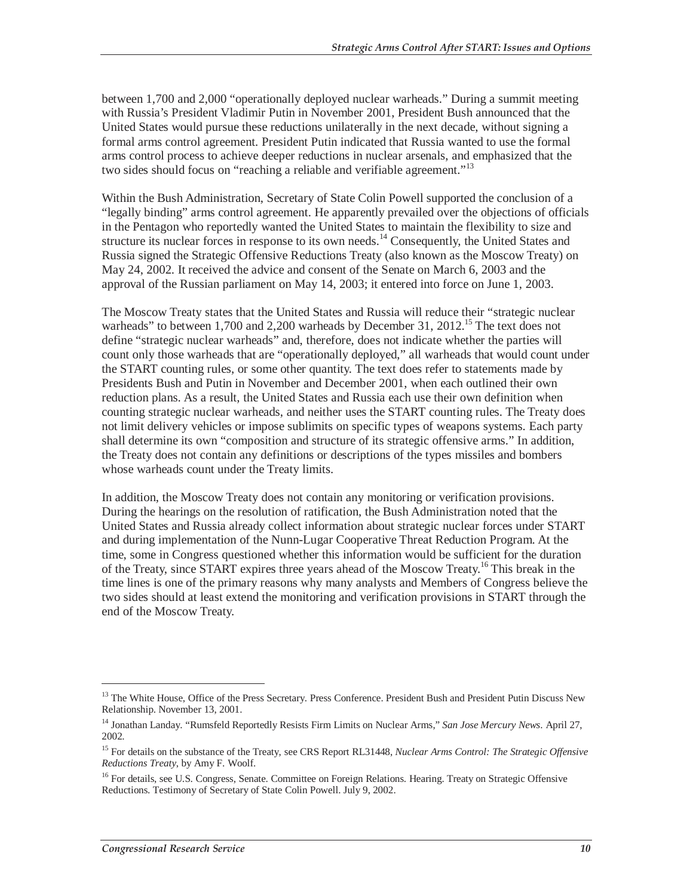between 1,700 and 2,000 "operationally deployed nuclear warheads." During a summit meeting with Russia's President Vladimir Putin in November 2001, President Bush announced that the United States would pursue these reductions unilaterally in the next decade, without signing a formal arms control agreement. President Putin indicated that Russia wanted to use the formal arms control process to achieve deeper reductions in nuclear arsenals, and emphasized that the two sides should focus on "reaching a reliable and verifiable agreement."[13]

Within the Bush Administration, Secretary of State Colin Powell supported the conclusion of a "legally binding" arms control agreement. He apparently prevailed over the objections of officials in the Pentagon who reportedly wanted the United States to maintain the flexibility to size and structure its nuclear forces in response to its own needs.[14] Consequently, the United States and Russia signed the Strategic Offensive Reductions Treaty (also known as the Moscow Treaty) on May 24, 2002. It received the advice and consent of the Senate on March 6, 2003 and the approval of the Russian parliament on May 14, 2003; it entered into force on June 1, 2003.

The Moscow Treaty states that the United States and Russia will reduce their "strategic nuclear warheads" to between 1,700 and 2,200 warheads by December 31, 2012.[15] The text does not define "strategic nuclear warheads" and, therefore, does not indicate whether the parties will count only those warheads that are "operationally deployed," all warheads that would count under the START counting rules, or some other quantity. The text does refer to statements made by Presidents Bush and Putin in November and December 2001, when each outlined their own reduction plans. As a result, the United States and Russia each use their own definition when counting strategic nuclear warheads, and neither uses the START counting rules. The Treaty does not limit delivery vehicles or impose sublimits on specific types of weapons systems. Each party shall determine its own "composition and structure of its strategic offensive arms." In addition, the Treaty does not contain any definitions or descriptions of the types missiles and bombers whose warheads count under the Treaty limits.

In addition, the Moscow Treaty does not contain any monitoring or verification provisions. During the hearings on the resolution of ratification, the Bush Administration noted that the United States and Russia already collect information about strategic nuclear forces under START and during implementation of the Nunn-Lugar Cooperative Threat Reduction Program. At the time, some in Congress questioned whether this information would be sufficient for the duration of the Treaty, since START expires three years ahead of the Moscow Treaty.[16] This break in the time lines is one of the primary reasons why many analysts and Members of Congress believe the two sides should at least extend the monitoring and verification provisions in START through the end of the Moscow Treaty.

---

[13] The White House, Office of the Press Secretary. Press Conference. President Bush and President Putin Discuss New Relationship. November 13, 2001.

[14] Jonathan Landay. "Rumsfeld Reportedly Resists Firm Limits on Nuclear Arms," *San Jose Mercury News*. April 27, 2002.

[15] For details on the substance of the Treaty, see CRS Report RL31448, *Nuclear Arms Control: The Strategic Offensive Reductions Treaty*, by Amy F. Woolf.

[16] For details, see U.S. Congress, Senate. Committee on Foreign Relations. Hearing. Treaty on Strategic Offensive Reductions. Testimony of Secretary of State Colin Powell. July 9, 2002.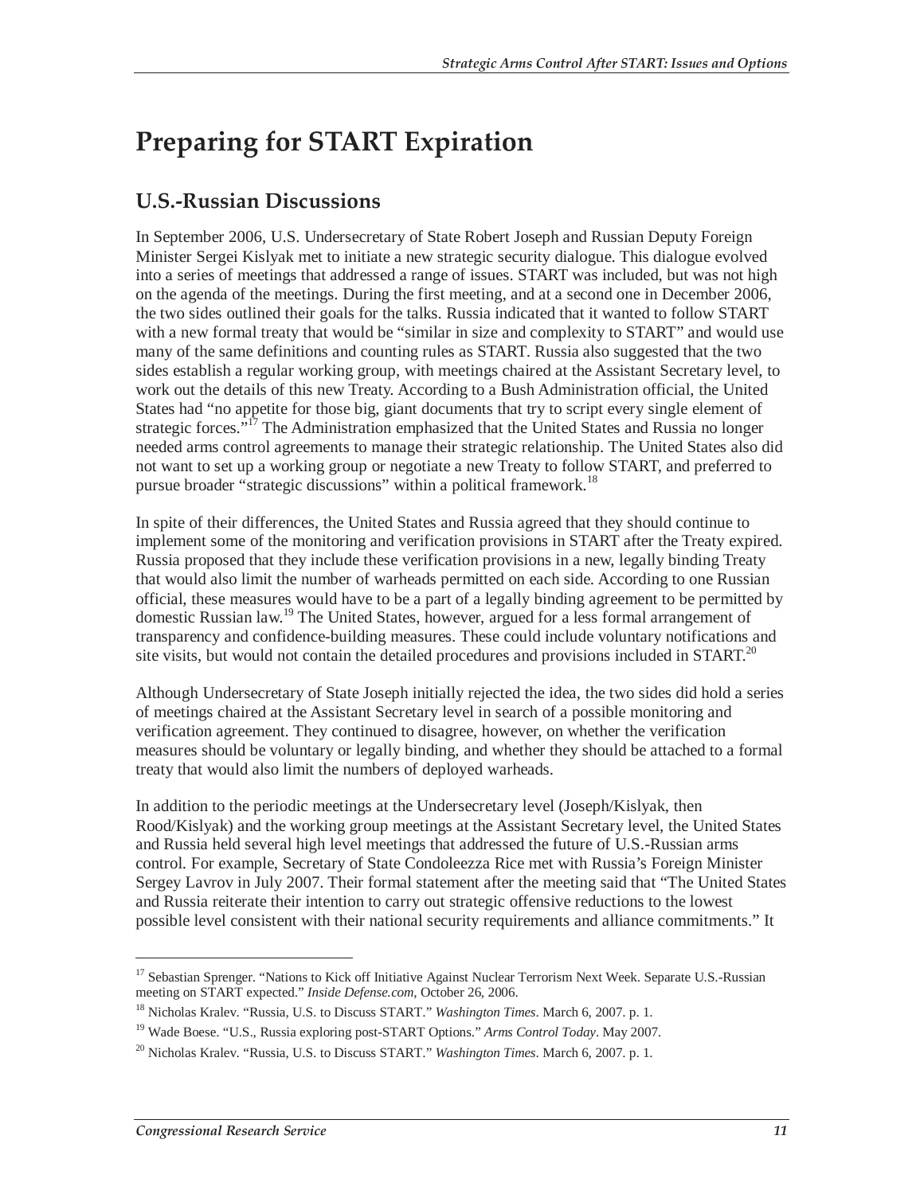# Preparing for START Expiration

## U.S.-Russian Discussions

In September 2006, U.S. Undersecretary of State Robert Joseph and Russian Deputy Foreign Minister Sergei Kislyak met to initiate a new strategic security dialogue. This dialogue evolved into a series of meetings that addressed a range of issues. START was included, but was not high on the agenda of the meetings. During the first meeting, and at a second one in December 2006, the two sides outlined their goals for the talks. Russia indicated that it wanted to follow START with a new formal treaty that would be "similar in size and complexity to START" and would use many of the same definitions and counting rules as START. Russia also suggested that the two sides establish a regular working group, with meetings chaired at the Assistant Secretary level, to work out the details of this new Treaty. According to a Bush Administration official, the United States had "no appetite for those big, giant documents that try to script every single element of strategic forces."[17] The Administration emphasized that the United States and Russia no longer needed arms control agreements to manage their strategic relationship. The United States also did not want to set up a working group or negotiate a new Treaty to follow START, and preferred to pursue broader "strategic discussions" within a political framework.[18]

In spite of their differences, the United States and Russia agreed that they should continue to implement some of the monitoring and verification provisions in START after the Treaty expired. Russia proposed that they include these verification provisions in a new, legally binding Treaty that would also limit the number of warheads permitted on each side. According to one Russian official, these measures would have to be a part of a legally binding agreement to be permitted by domestic Russian law.[19] The United States, however, argued for a less formal arrangement of transparency and confidence-building measures. These could include voluntary notifications and site visits, but would not contain the detailed procedures and provisions included in START.[20]

Although Undersecretary of State Joseph initially rejected the idea, the two sides did hold a series of meetings chaired at the Assistant Secretary level in search of a possible monitoring and verification agreement. They continued to disagree, however, on whether the verification measures should be voluntary or legally binding, and whether they should be attached to a formal treaty that would also limit the numbers of deployed warheads.

In addition to the periodic meetings at the Undersecretary level (Joseph/Kislyak, then Rood/Kislyak) and the working group meetings at the Assistant Secretary level, the United States and Russia held several high level meetings that addressed the future of U.S.-Russian arms control. For example, Secretary of State Condoleezza Rice met with Russia's Foreign Minister Sergey Lavrov in July 2007. Their formal statement after the meeting said that "The United States and Russia reiterate their intention to carry out strategic offensive reductions to the lowest possible level consistent with their national security requirements and alliance commitments." It

---

[17] Sebastian Sprenger. "Nations to Kick off Initiative Against Nuclear Terrorism Next Week. Separate U.S.-Russian meeting on START expected." *Inside Defense.com*, October 26, 2006.

[18] Nicholas Kralev. "Russia, U.S. to Discuss START." *Washington Times*. March 6, 2007. p. 1.

[19] Wade Boese. "U.S., Russia exploring post-START Options." *Arms Control Today*. May 2007.

[20] Nicholas Kralev. "Russia, U.S. to Discuss START." *Washington Times*. March 6, 2007. p. 1.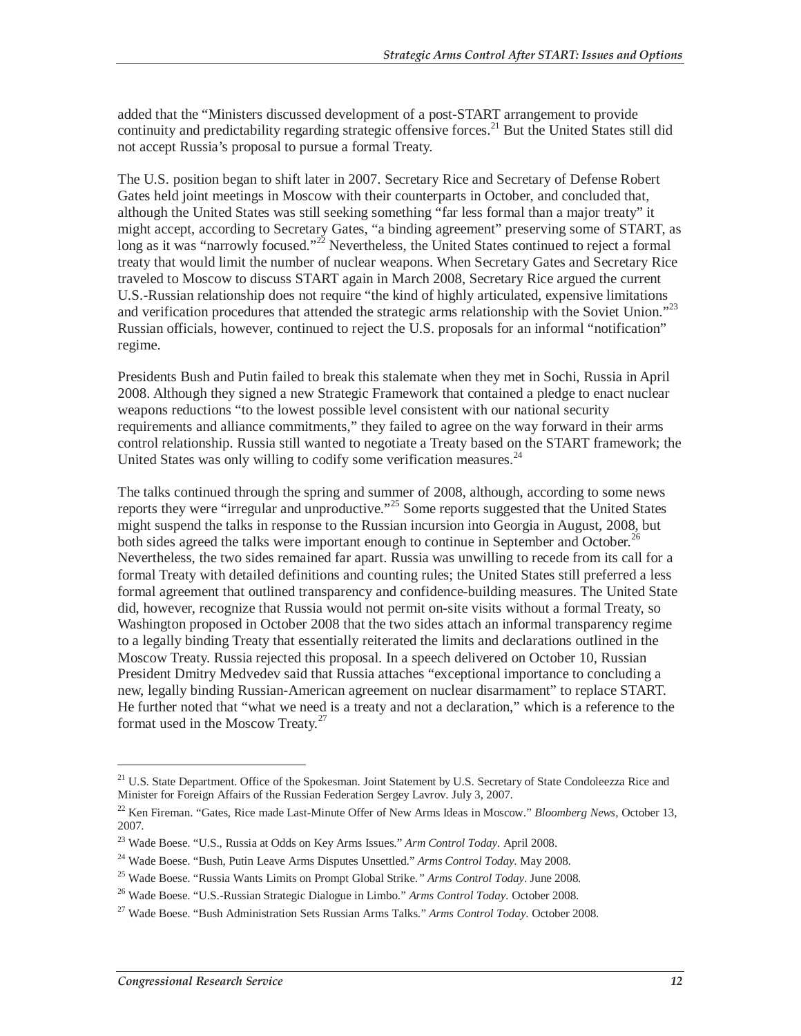added that the "Ministers discussed development of a post-START arrangement to provide continuity and predictability regarding strategic offensive forces.[21] But the United States still did not accept Russia's proposal to pursue a formal Treaty.

The U.S. position began to shift later in 2007. Secretary Rice and Secretary of Defense Robert Gates held joint meetings in Moscow with their counterparts in October, and concluded that, although the United States was still seeking something "far less formal than a major treaty" it might accept, according to Secretary Gates, "a binding agreement" preserving some of START, as long as it was "narrowly focused."[22] Nevertheless, the United States continued to reject a formal treaty that would limit the number of nuclear weapons. When Secretary Gates and Secretary Rice traveled to Moscow to discuss START again in March 2008, Secretary Rice argued the current U.S.-Russian relationship does not require "the kind of highly articulated, expensive limitations and verification procedures that attended the strategic arms relationship with the Soviet Union."[23] Russian officials, however, continued to reject the U.S. proposals for an informal "notification" regime.

Presidents Bush and Putin failed to break this stalemate when they met in Sochi, Russia in April 2008. Although they signed a new Strategic Framework that contained a pledge to enact nuclear weapons reductions "to the lowest possible level consistent with our national security requirements and alliance commitments," they failed to agree on the way forward in their arms control relationship. Russia still wanted to negotiate a Treaty based on the START framework; the United States was only willing to codify some verification measures.[24]

The talks continued through the spring and summer of 2008, although, according to some news reports they were "irregular and unproductive."[25] Some reports suggested that the United States might suspend the talks in response to the Russian incursion into Georgia in August, 2008, but both sides agreed the talks were important enough to continue in September and October.[26] Nevertheless, the two sides remained far apart. Russia was unwilling to recede from its call for a formal Treaty with detailed definitions and counting rules; the United States still preferred a less formal agreement that outlined transparency and confidence-building measures. The United State did, however, recognize that Russia would not permit on-site visits without a formal Treaty, so Washington proposed in October 2008 that the two sides attach an informal transparency regime to a legally binding Treaty that essentially reiterated the limits and declarations outlined in the Moscow Treaty. Russia rejected this proposal. In a speech delivered on October 10, Russian President Dmitry Medvedev said that Russia attaches "exceptional importance to concluding a new, legally binding Russian-American agreement on nuclear disarmament" to replace START. He further noted that "what we need is a treaty and not a declaration," which is a reference to the format used in the Moscow Treaty.[27]

---

[21] U.S. State Department. Office of the Spokesman. Joint Statement by U.S. Secretary of State Condoleezza Rice and Minister for Foreign Affairs of the Russian Federation Sergey Lavrov. July 3, 2007.

[22] Ken Fireman. "Gates, Rice made Last-Minute Offer of New Arms Ideas in Moscow." *Bloomberg News*, October 13, 2007.

[23] Wade Boese. "U.S., Russia at Odds on Key Arms Issues." *Arm Control Today*. April 2008.

[24] Wade Boese. "Bush, Putin Leave Arms Disputes Unsettled." *Arms Control Today*. May 2008.

[25] Wade Boese. "Russia Wants Limits on Prompt Global Strike." *Arms Control Today*. June 2008.

[26] Wade Boese. "U.S.-Russian Strategic Dialogue in Limbo." *Arms Control Today*. October 2008.

[27] Wade Boese. "Bush Administration Sets Russian Arms Talks." *Arms Control Today*. October 2008.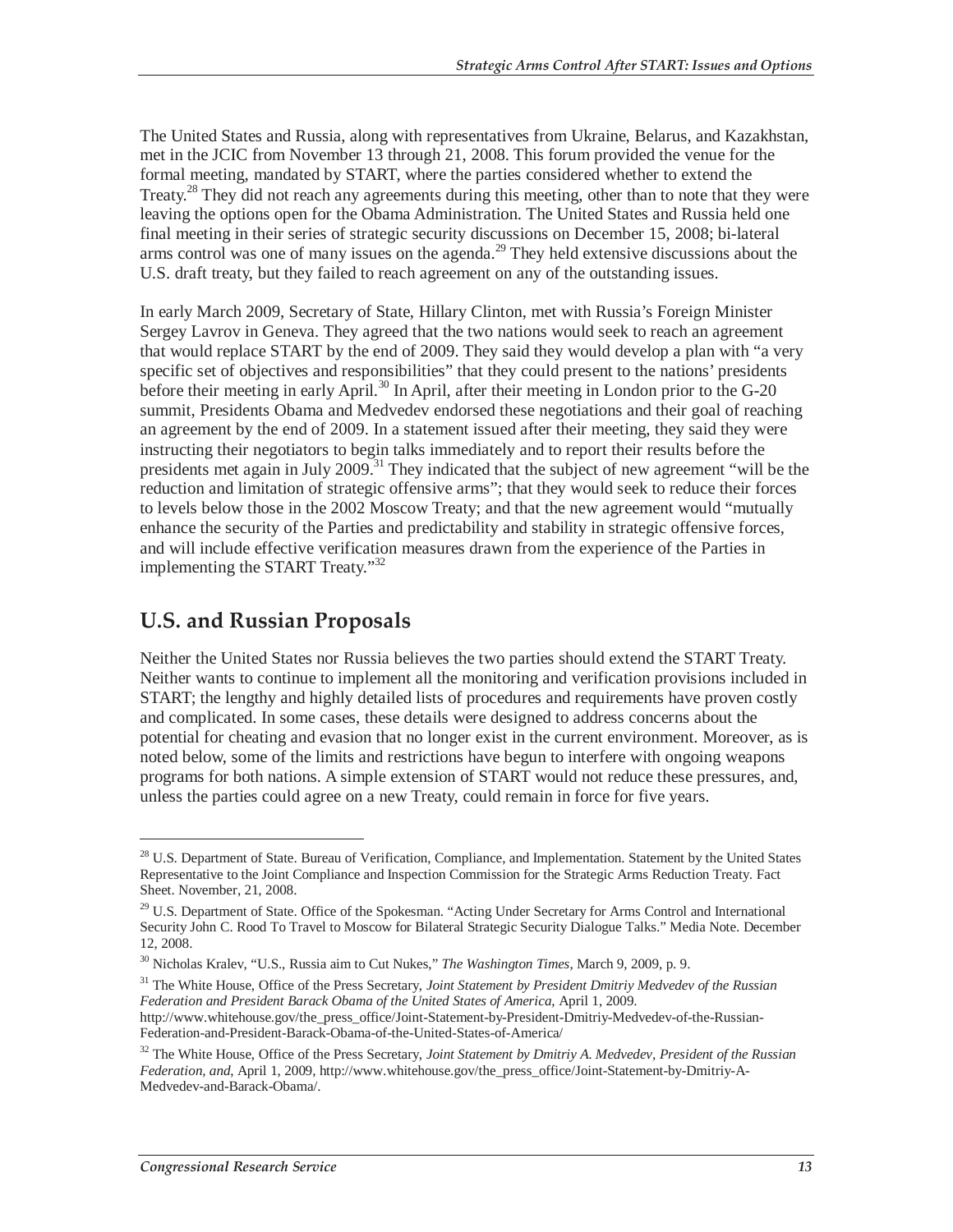The United States and Russia, along with representatives from Ukraine, Belarus, and Kazakhstan, met in the JCIC from November 13 through 21, 2008. This forum provided the venue for the formal meeting, mandated by START, where the parties considered whether to extend the Treaty.[28] They did not reach any agreements during this meeting, other than to note that they were leaving the options open for the Obama Administration. The United States and Russia held one final meeting in their series of strategic security discussions on December 15, 2008; bi-lateral arms control was one of many issues on the agenda.[29] They held extensive discussions about the U.S. draft treaty, but they failed to reach agreement on any of the outstanding issues.

In early March 2009, Secretary of State, Hillary Clinton, met with Russia's Foreign Minister Sergey Lavrov in Geneva. They agreed that the two nations would seek to reach an agreement that would replace START by the end of 2009. They said they would develop a plan with "a very specific set of objectives and responsibilities" that they could present to the nations' presidents before their meeting in early April.[30] In April, after their meeting in London prior to the G-20 summit, Presidents Obama and Medvedev endorsed these negotiations and their goal of reaching an agreement by the end of 2009. In a statement issued after their meeting, they said they were instructing their negotiators to begin talks immediately and to report their results before the presidents met again in July 2009.[31] They indicated that the subject of new agreement "will be the reduction and limitation of strategic offensive arms"; that they would seek to reduce their forces to levels below those in the 2002 Moscow Treaty; and that the new agreement would "mutually enhance the security of the Parties and predictability and stability in strategic offensive forces, and will include effective verification measures drawn from the experience of the Parties in implementing the START Treaty."[32]

## U.S. and Russian Proposals

Neither the United States nor Russia believes the two parties should extend the START Treaty. Neither wants to continue to implement all the monitoring and verification provisions included in START; the lengthy and highly detailed lists of procedures and requirements have proven costly and complicated. In some cases, these details were designed to address concerns about the potential for cheating and evasion that no longer exist in the current environment. Moreover, as is noted below, some of the limits and restrictions have begun to interfere with ongoing weapons programs for both nations. A simple extension of START would not reduce these pressures, and, unless the parties could agree on a new Treaty, could remain in force for five years.

---

[28] U.S. Department of State. Bureau of Verification, Compliance, and Implementation. Statement by the United States Representative to the Joint Compliance and Inspection Commission for the Strategic Arms Reduction Treaty. Fact Sheet. November, 21, 2008.

[29] U.S. Department of State. Office of the Spokesman. "Acting Under Secretary for Arms Control and International Security John C. Rood To Travel to Moscow for Bilateral Strategic Security Dialogue Talks." Media Note. December 12, 2008.

[30] Nicholas Kralev, "U.S., Russia aim to Cut Nukes," *The Washington Times*, March 9, 2009, p. 9.

[31] The White House, Office of the Press Secretary, *Joint Statement by President Dmitriy Medvedev of the Russian Federation and President Barack Obama of the United States of America*, April 1, 2009. http://www.whitehouse.gov/the_press_office/Joint-Statement-by-President-Dmitriy-Medvedev-of-the-Russian-Federation-and-President-Barack-Obama-of-the-United-States-of-America/

[32] The White House, Office of the Press Secretary, *Joint Statement by Dmitriy A. Medvedev, President of the Russian Federation, and*, April 1, 2009, http://www.whitehouse.gov/the_press_office/Joint-Statement-by-Dmitriy-A-Medvedev-and-Barack-Obama/.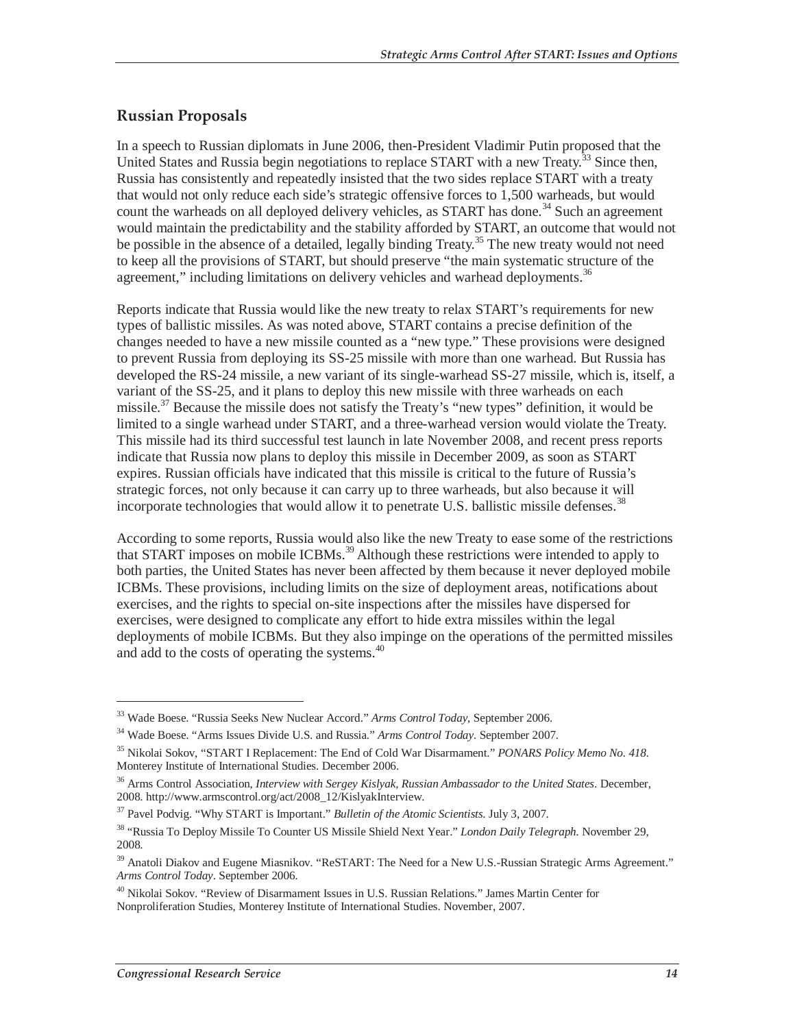## Russian Proposals

In a speech to Russian diplomats in June 2006, then-President Vladimir Putin proposed that the United States and Russia begin negotiations to replace START with a new Treaty.[33] Since then, Russia has consistently and repeatedly insisted that the two sides replace START with a treaty that would not only reduce each side's strategic offensive forces to 1,500 warheads, but would count the warheads on all deployed delivery vehicles, as START has done.[34] Such an agreement would maintain the predictability and the stability afforded by START, an outcome that would not be possible in the absence of a detailed, legally binding Treaty.[35] The new treaty would not need to keep all the provisions of START, but should preserve "the main systematic structure of the agreement," including limitations on delivery vehicles and warhead deployments.[36]

Reports indicate that Russia would like the new treaty to relax START's requirements for new types of ballistic missiles. As was noted above, START contains a precise definition of the changes needed to have a new missile counted as a "new type." These provisions were designed to prevent Russia from deploying its SS-25 missile with more than one warhead. But Russia has developed the RS-24 missile, a new variant of its single-warhead SS-27 missile, which is, itself, a variant of the SS-25, and it plans to deploy this new missile with three warheads on each missile.[37] Because the missile does not satisfy the Treaty's "new types" definition, it would be limited to a single warhead under START, and a three-warhead version would violate the Treaty. This missile had its third successful test launch in late November 2008, and recent press reports indicate that Russia now plans to deploy this missile in December 2009, as soon as START expires. Russian officials have indicated that this missile is critical to the future of Russia's strategic forces, not only because it can carry up to three warheads, but also because it will incorporate technologies that would allow it to penetrate U.S. ballistic missile defenses.[38]

According to some reports, Russia would also like the new Treaty to ease some of the restrictions that START imposes on mobile ICBMs.[39] Although these restrictions were intended to apply to both parties, the United States has never been affected by them because it never deployed mobile ICBMs. These provisions, including limits on the size of deployment areas, notifications about exercises, and the rights to special on-site inspections after the missiles have dispersed for exercises, were designed to complicate any effort to hide extra missiles within the legal deployments of mobile ICBMs. But they also impinge on the operations of the permitted missiles and add to the costs of operating the systems.[40]

---

[33] Wade Boese. "Russia Seeks New Nuclear Accord." *Arms Control Today*, September 2006.

[34] Wade Boese. "Arms Issues Divide U.S. and Russia." *Arms Control Today*. September 2007.

[35] Nikolai Sokov, "START I Replacement: The End of Cold War Disarmament." *PONARS Policy Memo No. 418*. Monterey Institute of International Studies. December 2006.

[36] Arms Control Association, *Interview with Sergey Kislyak, Russian Ambassador to the United States*. December, 2008. http://www.armscontrol.org/act/2008_12/KislyakInterview.

[37] Pavel Podvig. "Why START is Important." *Bulletin of the Atomic Scientists*. July 3, 2007.

[38] "Russia To Deploy Missile To Counter US Missile Shield Next Year." *London Daily Telegraph*. November 29, 2008.

[39] Anatoli Diakov and Eugene Miasnikov. "ReSTART: The Need for a New U.S.-Russian Strategic Arms Agreement." *Arms Control Today*. September 2006.

[40] Nikolai Sokov. "Review of Disarmament Issues in U.S. Russian Relations." James Martin Center for Nonproliferation Studies, Monterey Institute of International Studies. November, 2007.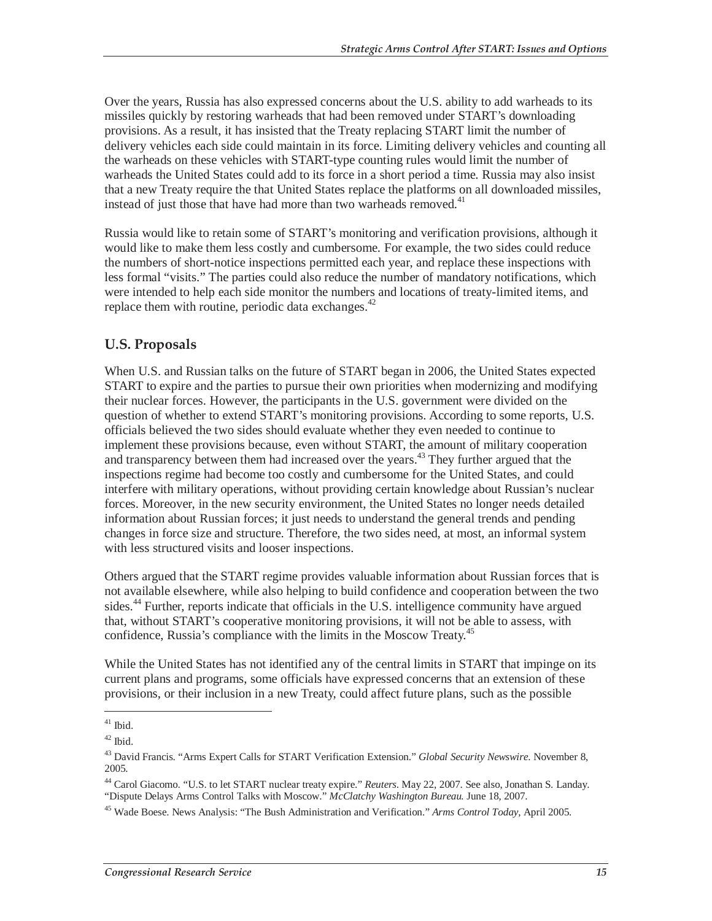Over the years, Russia has also expressed concerns about the U.S. ability to add warheads to its missiles quickly by restoring warheads that had been removed under START's downloading provisions. As a result, it has insisted that the Treaty replacing START limit the number of delivery vehicles each side could maintain in its force. Limiting delivery vehicles and counting all the warheads on these vehicles with START-type counting rules would limit the number of warheads the United States could add to its force in a short period a time. Russia may also insist that a new Treaty require the that United States replace the platforms on all downloaded missiles, instead of just those that have had more than two warheads removed.[41]

Russia would like to retain some of START's monitoring and verification provisions, although it would like to make them less costly and cumbersome. For example, the two sides could reduce the numbers of short-notice inspections permitted each year, and replace these inspections with less formal "visits." The parties could also reduce the number of mandatory notifications, which were intended to help each side monitor the numbers and locations of treaty-limited items, and replace them with routine, periodic data exchanges.[42]

## U.S. Proposals

When U.S. and Russian talks on the future of START began in 2006, the United States expected START to expire and the parties to pursue their own priorities when modernizing and modifying their nuclear forces. However, the participants in the U.S. government were divided on the question of whether to extend START's monitoring provisions. According to some reports, U.S. officials believed the two sides should evaluate whether they even needed to continue to implement these provisions because, even without START, the amount of military cooperation and transparency between them had increased over the years.[43] They further argued that the inspections regime had become too costly and cumbersome for the United States, and could interfere with military operations, without providing certain knowledge about Russian's nuclear forces. Moreover, in the new security environment, the United States no longer needs detailed information about Russian forces; it just needs to understand the general trends and pending changes in force size and structure. Therefore, the two sides need, at most, an informal system with less structured visits and looser inspections.

Others argued that the START regime provides valuable information about Russian forces that is not available elsewhere, while also helping to build confidence and cooperation between the two sides.[44] Further, reports indicate that officials in the U.S. intelligence community have argued that, without START's cooperative monitoring provisions, it will not be able to assess, with confidence, Russia's compliance with the limits in the Moscow Treaty.[45]

While the United States has not identified any of the central limits in START that impinge on its current plans and programs, some officials have expressed concerns that an extension of these provisions, or their inclusion in a new Treaty, could affect future plans, such as the possible

---

[41] Ibid.

[42] Ibid.

[43] David Francis. "Arms Expert Calls for START Verification Extension." *Global Security Newswire*. November 8, 2005.

[44] Carol Giacomo. "U.S. to let START nuclear treaty expire." *Reuters*. May 22, 2007. See also, Jonathan S. Landay. "Dispute Delays Arms Control Talks with Moscow." *McClatchy Washington Bureau*. June 18, 2007.

[45] Wade Boese. News Analysis: "The Bush Administration and Verification." *Arms Control Today*, April 2005.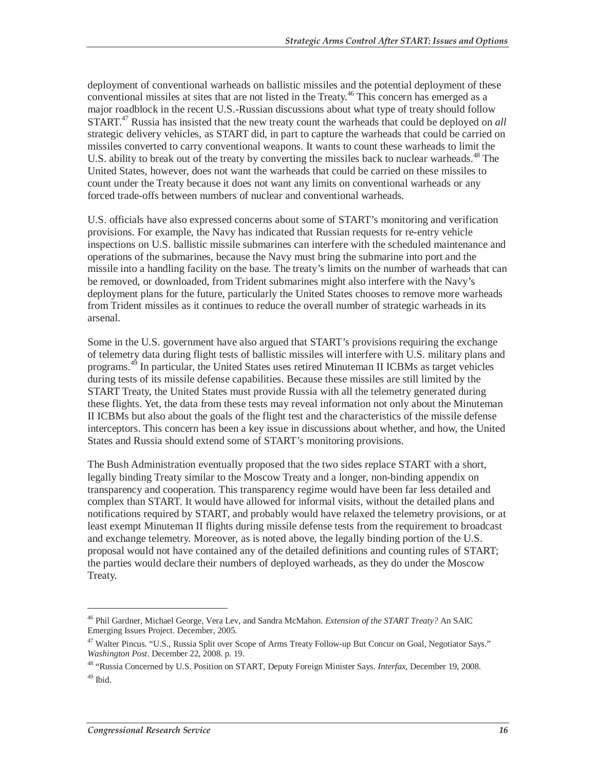deployment of conventional warheads on ballistic missiles and the potential deployment of these conventional missiles at sites that are not listed in the Treaty.[46] This concern has emerged as a major roadblock in the recent U.S.-Russian discussions about what type of treaty should follow START.[47] Russia has insisted that the new treaty count the warheads that could be deployed on *all* strategic delivery vehicles, as START did, in part to capture the warheads that could be carried on missiles converted to carry conventional weapons. It wants to count these warheads to limit the U.S. ability to break out of the treaty by converting the missiles back to nuclear warheads.[48] The United States, however, does not want the warheads that could be carried on these missiles to count under the Treaty because it does not want any limits on conventional warheads or any forced trade-offs between numbers of nuclear and conventional warheads.

U.S. officials have also expressed concerns about some of START's monitoring and verification provisions. For example, the Navy has indicated that Russian requests for re-entry vehicle inspections on U.S. ballistic missile submarines can interfere with the scheduled maintenance and operations of the submarines, because the Navy must bring the submarine into port and the missile into a handling facility on the base. The treaty's limits on the number of warheads that can be removed, or downloaded, from Trident submarines might also interfere with the Navy's deployment plans for the future, particularly the United States chooses to remove more warheads from Trident missiles as it continues to reduce the overall number of strategic warheads in its arsenal.

Some in the U.S. government have also argued that START's provisions requiring the exchange of telemetry data during flight tests of ballistic missiles will interfere with U.S. military plans and programs.[49] In particular, the United States uses retired Minuteman II ICBMs as target vehicles during tests of its missile defense capabilities. Because these missiles are still limited by the START Treaty, the United States must provide Russia with all the telemetry generated during these flights. Yet, the data from these tests may reveal information not only about the Minuteman II ICBMs but also about the goals of the flight test and the characteristics of the missile defense interceptors. This concern has been a key issue in discussions about whether, and how, the United States and Russia should extend some of START's monitoring provisions.

The Bush Administration eventually proposed that the two sides replace START with a short, legally binding Treaty similar to the Moscow Treaty and a longer, non-binding appendix on transparency and cooperation. This transparency regime would have been far less detailed and complex than START. It would have allowed for informal visits, without the detailed plans and notifications required by START, and probably would have relaxed the telemetry provisions, or at least exempt Minuteman II flights during missile defense tests from the requirement to broadcast and exchange telemetry. Moreover, as is noted above, the legally binding portion of the U.S. proposal would not have contained any of the detailed definitions and counting rules of START; the parties would declare their numbers of deployed warheads, as they do under the Moscow Treaty.

---

[46] Phil Gardner, Michael George, Vera Lev, and Sandra McMahon. *Extension of the START Treaty?* An SAIC Emerging Issues Project. December, 2005.

[47] Walter Pincus. "U.S., Russia Split over Scope of Arms Treaty Follow-up But Concur on Goal, Negotiator Says." *Washington Post*. December 22, 2008. p. 19.

[48] "Russia Concerned by U.S. Position on START, Deputy Foreign Minister Says. *Interfax*, December 19, 2008.

[49] Ibid.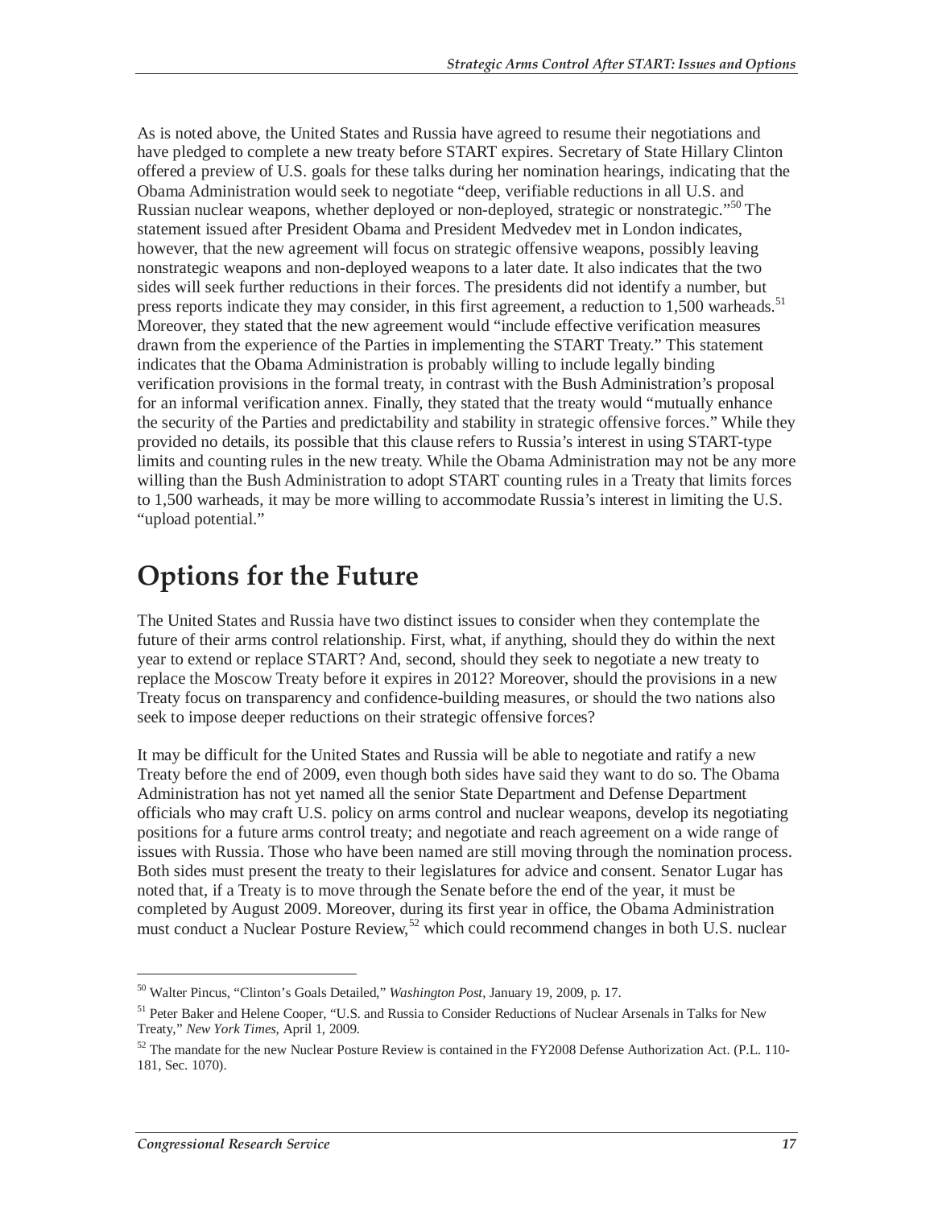As is noted above, the United States and Russia have agreed to resume their negotiations and have pledged to complete a new treaty before START expires. Secretary of State Hillary Clinton offered a preview of U.S. goals for these talks during her nomination hearings, indicating that the Obama Administration would seek to negotiate "deep, verifiable reductions in all U.S. and Russian nuclear weapons, whether deployed or non-deployed, strategic or nonstrategic."[50] The statement issued after President Obama and President Medvedev met in London indicates, however, that the new agreement will focus on strategic offensive weapons, possibly leaving nonstrategic weapons and non-deployed weapons to a later date. It also indicates that the two sides will seek further reductions in their forces. The presidents did not identify a number, but press reports indicate they may consider, in this first agreement, a reduction to 1,500 warheads.[51] Moreover, they stated that the new agreement would "include effective verification measures drawn from the experience of the Parties in implementing the START Treaty." This statement indicates that the Obama Administration is probably willing to include legally binding verification provisions in the formal treaty, in contrast with the Bush Administration's proposal for an informal verification annex. Finally, they stated that the treaty would "mutually enhance the security of the Parties and predictability and stability in strategic offensive forces." While they provided no details, its possible that this clause refers to Russia's interest in using START-type limits and counting rules in the new treaty. While the Obama Administration may not be any more willing than the Bush Administration to adopt START counting rules in a Treaty that limits forces to 1,500 warheads, it may be more willing to accommodate Russia's interest in limiting the U.S. "upload potential."

# Options for the Future

The United States and Russia have two distinct issues to consider when they contemplate the future of their arms control relationship. First, what, if anything, should they do within the next year to extend or replace START? And, second, should they seek to negotiate a new treaty to replace the Moscow Treaty before it expires in 2012? Moreover, should the provisions in a new Treaty focus on transparency and confidence-building measures, or should the two nations also seek to impose deeper reductions on their strategic offensive forces?

It may be difficult for the United States and Russia will be able to negotiate and ratify a new Treaty before the end of 2009, even though both sides have said they want to do so. The Obama Administration has not yet named all the senior State Department and Defense Department officials who may craft U.S. policy on arms control and nuclear weapons, develop its negotiating positions for a future arms control treaty; and negotiate and reach agreement on a wide range of issues with Russia. Those who have been named are still moving through the nomination process. Both sides must present the treaty to their legislatures for advice and consent. Senator Lugar has noted that, if a Treaty is to move through the Senate before the end of the year, it must be completed by August 2009. Moreover, during its first year in office, the Obama Administration must conduct a Nuclear Posture Review,[52] which could recommend changes in both U.S. nuclear

---

[50] Walter Pincus, "Clinton's Goals Detailed," *Washington Post*, January 19, 2009, p. 17.

[51] Peter Baker and Helene Cooper, "U.S. and Russia to Consider Reductions of Nuclear Arsenals in Talks for New Treaty," *New York Times*, April 1, 2009.

[52] The mandate for the new Nuclear Posture Review is contained in the FY2008 Defense Authorization Act. (P.L. 110-181, Sec. 1070).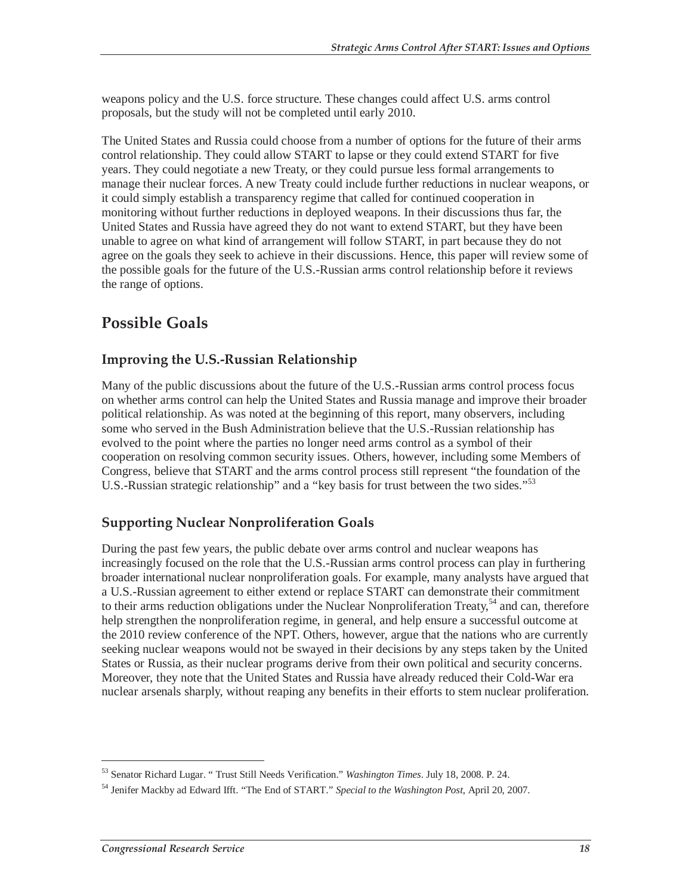weapons policy and the U.S. force structure. These changes could affect U.S. arms control proposals, but the study will not be completed until early 2010.

The United States and Russia could choose from a number of options for the future of their arms control relationship. They could allow START to lapse or they could extend START for five years. They could negotiate a new Treaty, or they could pursue less formal arrangements to manage their nuclear forces. A new Treaty could include further reductions in nuclear weapons, or it could simply establish a transparency regime that called for continued cooperation in monitoring without further reductions in deployed weapons. In their discussions thus far, the United States and Russia have agreed they do not want to extend START, but they have been unable to agree on what kind of arrangement will follow START, in part because they do not agree on the goals they seek to achieve in their discussions. Hence, this paper will review some of the possible goals for the future of the U.S.-Russian arms control relationship before it reviews the range of options.

## Possible Goals

### Improving the U.S.-Russian Relationship

Many of the public discussions about the future of the U.S.-Russian arms control process focus on whether arms control can help the United States and Russia manage and improve their broader political relationship. As was noted at the beginning of this report, many observers, including some who served in the Bush Administration believe that the U.S.-Russian relationship has evolved to the point where the parties no longer need arms control as a symbol of their cooperation on resolving common security issues. Others, however, including some Members of Congress, believe that START and the arms control process still represent "the foundation of the U.S.-Russian strategic relationship" and a "key basis for trust between the two sides."[53]

### Supporting Nuclear Nonproliferation Goals

During the past few years, the public debate over arms control and nuclear weapons has increasingly focused on the role that the U.S.-Russian arms control process can play in furthering broader international nuclear nonproliferation goals. For example, many analysts have argued that a U.S.-Russian agreement to either extend or replace START can demonstrate their commitment to their arms reduction obligations under the Nuclear Nonproliferation Treaty,[54] and can, therefore help strengthen the nonproliferation regime, in general, and help ensure a successful outcome at the 2010 review conference of the NPT. Others, however, argue that the nations who are currently seeking nuclear weapons would not be swayed in their decisions by any steps taken by the United States or Russia, as their nuclear programs derive from their own political and security concerns. Moreover, they note that the United States and Russia have already reduced their Cold-War era nuclear arsenals sharply, without reaping any benefits in their efforts to stem nuclear proliferation.

---

[53] Senator Richard Lugar. " Trust Still Needs Verification." *Washington Times*. July 18, 2008. P. 24.

[54] Jenifer Mackby ad Edward Ifft. "The End of START." *Special to the Washington Post*, April 20, 2007.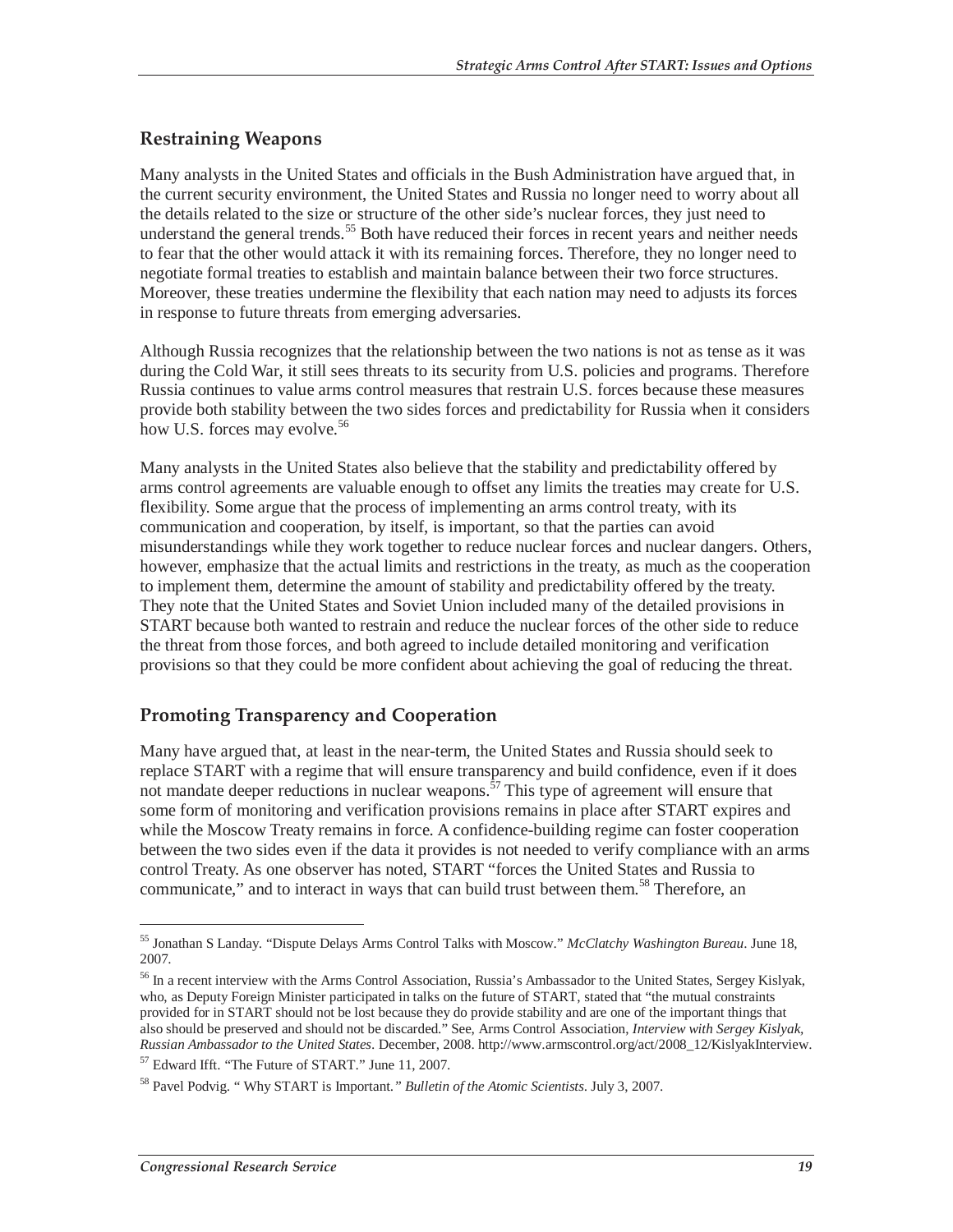## Restraining Weapons

Many analysts in the United States and officials in the Bush Administration have argued that, in the current security environment, the United States and Russia no longer need to worry about all the details related to the size or structure of the other side's nuclear forces, they just need to understand the general trends.[55] Both have reduced their forces in recent years and neither needs to fear that the other would attack it with its remaining forces. Therefore, they no longer need to negotiate formal treaties to establish and maintain balance between their two force structures. Moreover, these treaties undermine the flexibility that each nation may need to adjusts its forces in response to future threats from emerging adversaries.

Although Russia recognizes that the relationship between the two nations is not as tense as it was during the Cold War, it still sees threats to its security from U.S. policies and programs. Therefore Russia continues to value arms control measures that restrain U.S. forces because these measures provide both stability between the two sides forces and predictability for Russia when it considers how U.S. forces may evolve.[56]

Many analysts in the United States also believe that the stability and predictability offered by arms control agreements are valuable enough to offset any limits the treaties may create for U.S. flexibility. Some argue that the process of implementing an arms control treaty, with its communication and cooperation, by itself, is important, so that the parties can avoid misunderstandings while they work together to reduce nuclear forces and nuclear dangers. Others, however, emphasize that the actual limits and restrictions in the treaty, as much as the cooperation to implement them, determine the amount of stability and predictability offered by the treaty. They note that the United States and Soviet Union included many of the detailed provisions in START because both wanted to restrain and reduce the nuclear forces of the other side to reduce the threat from those forces, and both agreed to include detailed monitoring and verification provisions so that they could be more confident about achieving the goal of reducing the threat.

## Promoting Transparency and Cooperation

Many have argued that, at least in the near-term, the United States and Russia should seek to replace START with a regime that will ensure transparency and build confidence, even if it does not mandate deeper reductions in nuclear weapons.[57] This type of agreement will ensure that some form of monitoring and verification provisions remains in place after START expires and while the Moscow Treaty remains in force. A confidence-building regime can foster cooperation between the two sides even if the data it provides is not needed to verify compliance with an arms control Treaty. As one observer has noted, START "forces the United States and Russia to communicate," and to interact in ways that can build trust between them.[58] Therefore, an

---

[55] Jonathan S Landay. "Dispute Delays Arms Control Talks with Moscow." *McClatchy Washington Bureau*. June 18, 2007.

[56] In a recent interview with the Arms Control Association, Russia's Ambassador to the United States, Sergey Kislyak, who, as Deputy Foreign Minister participated in talks on the future of START, stated that "the mutual constraints provided for in START should not be lost because they do provide stability and are one of the important things that also should be preserved and should not be discarded." See, Arms Control Association, *Interview with Sergey Kislyak, Russian Ambassador to the United States*. December, 2008. http://www.armscontrol.org/act/2008_12/KislyakInterview.

[57] Edward Ifft. "The Future of START." June 11, 2007.

[58] Pavel Podvig. " Why START is Important." *Bulletin of the Atomic Scientists*. July 3, 2007.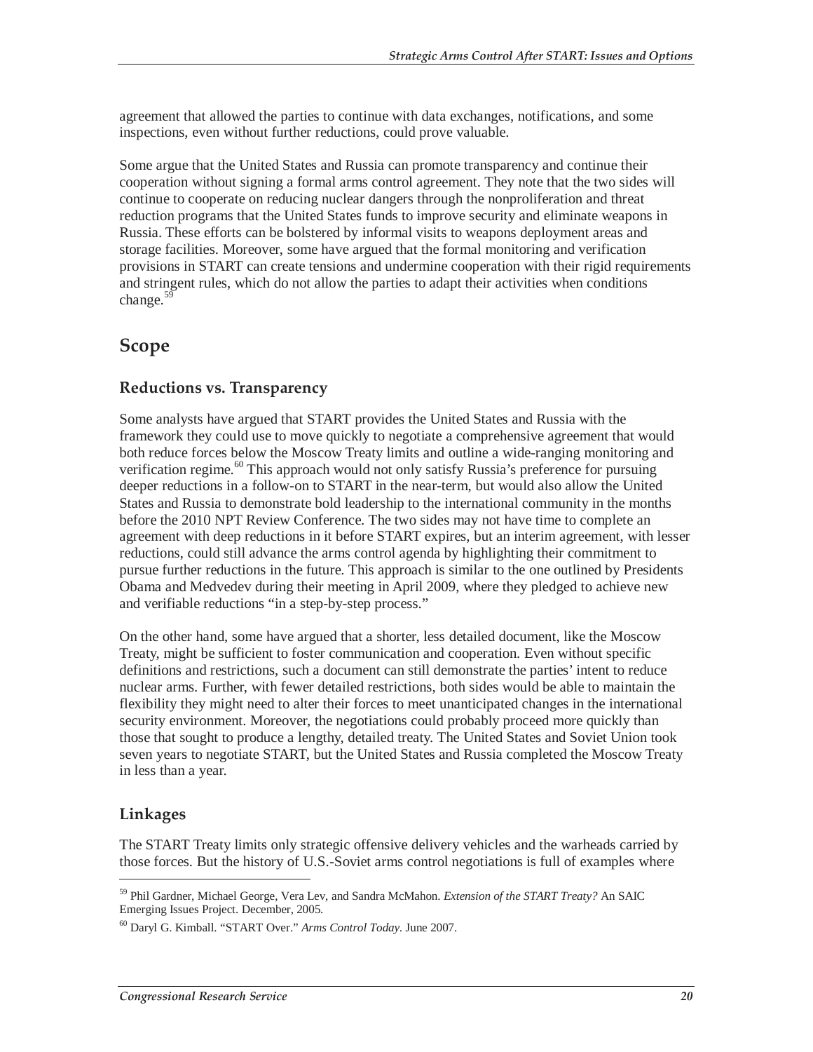agreement that allowed the parties to continue with data exchanges, notifications, and some inspections, even without further reductions, could prove valuable.

Some argue that the United States and Russia can promote transparency and continue their cooperation without signing a formal arms control agreement. They note that the two sides will continue to cooperate on reducing nuclear dangers through the nonproliferation and threat reduction programs that the United States funds to improve security and eliminate weapons in Russia. These efforts can be bolstered by informal visits to weapons deployment areas and storage facilities. Moreover, some have argued that the formal monitoring and verification provisions in START can create tensions and undermine cooperation with their rigid requirements and stringent rules, which do not allow the parties to adapt their activities when conditions change.[59]

## Scope

### Reductions vs. Transparency

Some analysts have argued that START provides the United States and Russia with the framework they could use to move quickly to negotiate a comprehensive agreement that would both reduce forces below the Moscow Treaty limits and outline a wide-ranging monitoring and verification regime.[60] This approach would not only satisfy Russia's preference for pursuing deeper reductions in a follow-on to START in the near-term, but would also allow the United States and Russia to demonstrate bold leadership to the international community in the months before the 2010 NPT Review Conference. The two sides may not have time to complete an agreement with deep reductions in it before START expires, but an interim agreement, with lesser reductions, could still advance the arms control agenda by highlighting their commitment to pursue further reductions in the future. This approach is similar to the one outlined by Presidents Obama and Medvedev during their meeting in April 2009, where they pledged to achieve new and verifiable reductions "in a step-by-step process."

On the other hand, some have argued that a shorter, less detailed document, like the Moscow Treaty, might be sufficient to foster communication and cooperation. Even without specific definitions and restrictions, such a document can still demonstrate the parties' intent to reduce nuclear arms. Further, with fewer detailed restrictions, both sides would be able to maintain the flexibility they might need to alter their forces to meet unanticipated changes in the international security environment. Moreover, the negotiations could probably proceed more quickly than those that sought to produce a lengthy, detailed treaty. The United States and Soviet Union took seven years to negotiate START, but the United States and Russia completed the Moscow Treaty in less than a year.

### Linkages

The START Treaty limits only strategic offensive delivery vehicles and the warheads carried by those forces. But the history of U.S.-Soviet arms control negotiations is full of examples where

---

[59] Phil Gardner, Michael George, Vera Lev, and Sandra McMahon. *Extension of the START Treaty?* An SAIC Emerging Issues Project. December, 2005.

[60] Daryl G. Kimball. "START Over." *Arms Control Today*. June 2007.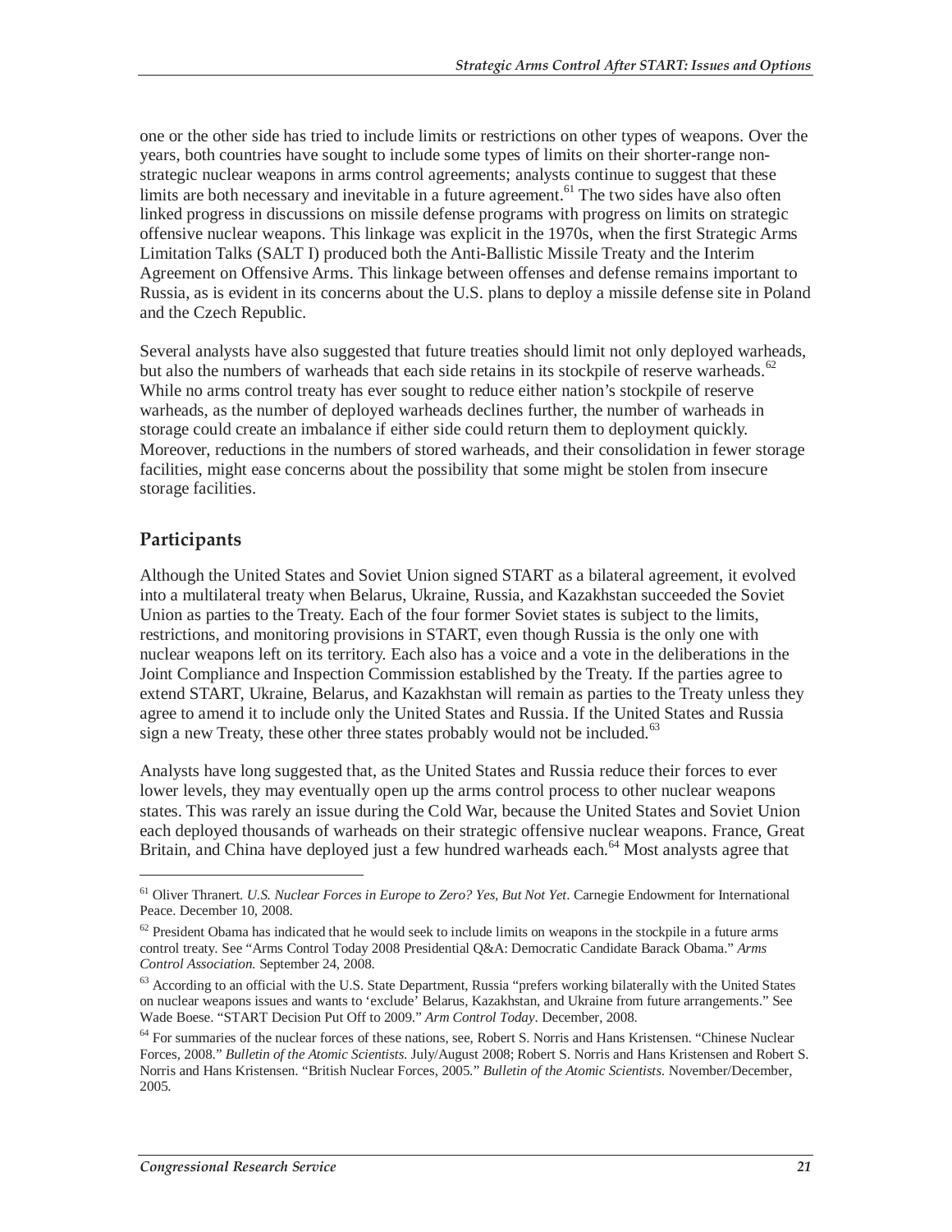one or the other side has tried to include limits or restrictions on other types of weapons. Over the years, both countries have sought to include some types of limits on their shorter-range non-strategic nuclear weapons in arms control agreements; analysts continue to suggest that these limits are both necessary and inevitable in a future agreement.[61] The two sides have also often linked progress in discussions on missile defense programs with progress on limits on strategic offensive nuclear weapons. This linkage was explicit in the 1970s, when the first Strategic Arms Limitation Talks (SALT I) produced both the Anti-Ballistic Missile Treaty and the Interim Agreement on Offensive Arms. This linkage between offenses and defense remains important to Russia, as is evident in its concerns about the U.S. plans to deploy a missile defense site in Poland and the Czech Republic.

Several analysts have also suggested that future treaties should limit not only deployed warheads, but also the numbers of warheads that each side retains in its stockpile of reserve warheads.[62] While no arms control treaty has ever sought to reduce either nation's stockpile of reserve warheads, as the number of deployed warheads declines further, the number of warheads in storage could create an imbalance if either side could return them to deployment quickly. Moreover, reductions in the numbers of stored warheads, and their consolidation in fewer storage facilities, might ease concerns about the possibility that some might be stolen from insecure storage facilities.

## Participants

Although the United States and Soviet Union signed START as a bilateral agreement, it evolved into a multilateral treaty when Belarus, Ukraine, Russia, and Kazakhstan succeeded the Soviet Union as parties to the Treaty. Each of the four former Soviet states is subject to the limits, restrictions, and monitoring provisions in START, even though Russia is the only one with nuclear weapons left on its territory. Each also has a voice and a vote in the deliberations in the Joint Compliance and Inspection Commission established by the Treaty. If the parties agree to extend START, Ukraine, Belarus, and Kazakhstan will remain as parties to the Treaty unless they agree to amend it to include only the United States and Russia. If the United States and Russia sign a new Treaty, these other three states probably would not be included.[63]

Analysts have long suggested that, as the United States and Russia reduce their forces to ever lower levels, they may eventually open up the arms control process to other nuclear weapons states. This was rarely an issue during the Cold War, because the United States and Soviet Union each deployed thousands of warheads on their strategic offensive nuclear weapons. France, Great Britain, and China have deployed just a few hundred warheads each.[64] Most analysts agree that

---

[61] Oliver Thranert. *U.S. Nuclear Forces in Europe to Zero? Yes, But Not Yet*. Carnegie Endowment for International Peace. December 10, 2008.

[62] President Obama has indicated that he would seek to include limits on weapons in the stockpile in a future arms control treaty. See "Arms Control Today 2008 Presidential Q&A: Democratic Candidate Barack Obama." *Arms Control Association.* September 24, 2008.

[63] According to an official with the U.S. State Department, Russia "prefers working bilaterally with the United States on nuclear weapons issues and wants to 'exclude' Belarus, Kazakhstan, and Ukraine from future arrangements." See Wade Boese. "START Decision Put Off to 2009." *Arm Control Today*. December, 2008.

[64] For summaries of the nuclear forces of these nations, see, Robert S. Norris and Hans Kristensen. "Chinese Nuclear Forces, 2008." *Bulletin of the Atomic Scientists.* July/August 2008; Robert S. Norris and Hans Kristensen and Robert S. Norris and Hans Kristensen. "British Nuclear Forces, 2005." *Bulletin of the Atomic Scientists.* November/December, 2005.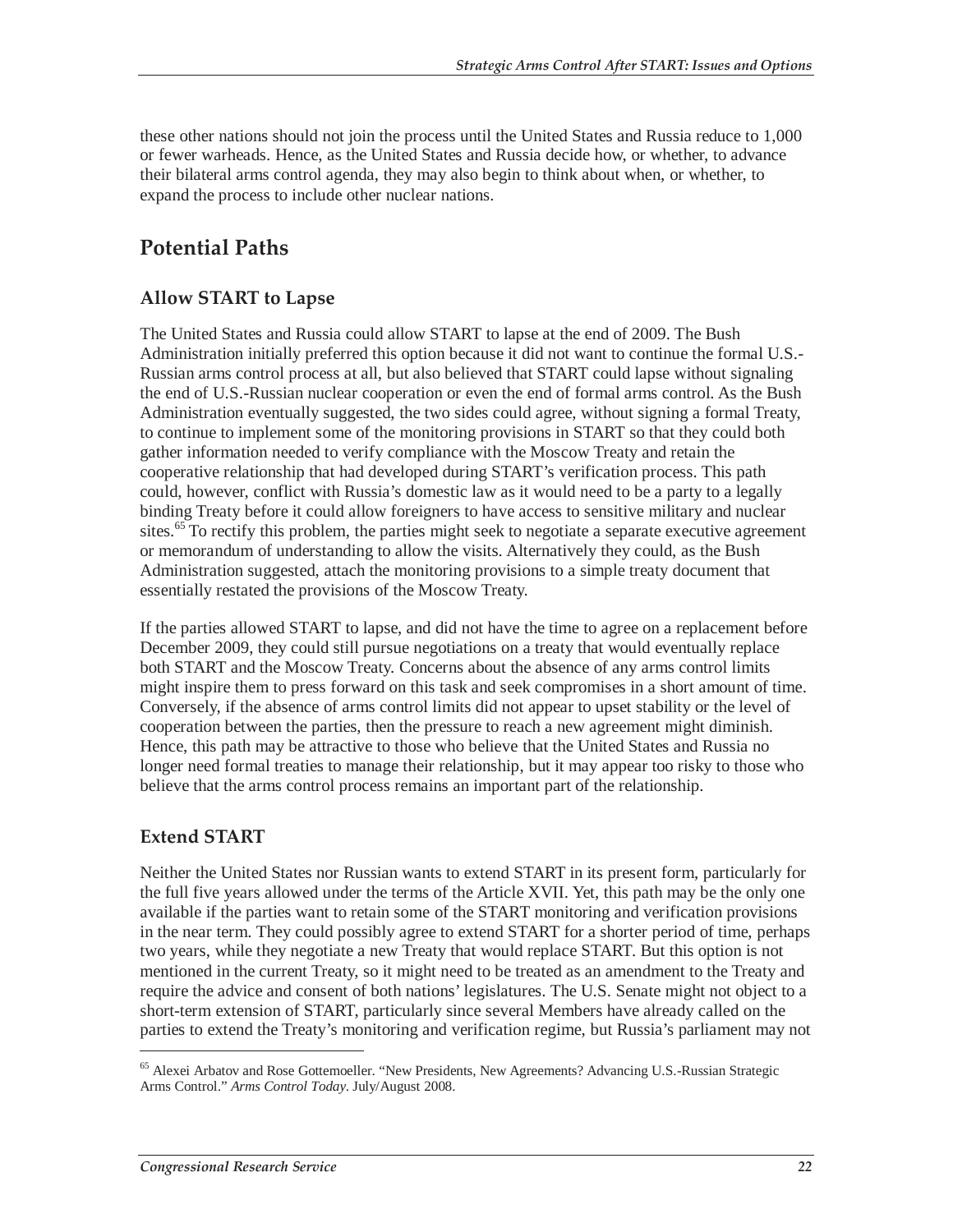these other nations should not join the process until the United States and Russia reduce to 1,000 or fewer warheads. Hence, as the United States and Russia decide how, or whether, to advance their bilateral arms control agenda, they may also begin to think about when, or whether, to expand the process to include other nuclear nations.

## Potential Paths

### Allow START to Lapse

The United States and Russia could allow START to lapse at the end of 2009. The Bush Administration initially preferred this option because it did not want to continue the formal U.S.-Russian arms control process at all, but also believed that START could lapse without signaling the end of U.S.-Russian nuclear cooperation or even the end of formal arms control. As the Bush Administration eventually suggested, the two sides could agree, without signing a formal Treaty, to continue to implement some of the monitoring provisions in START so that they could both gather information needed to verify compliance with the Moscow Treaty and retain the cooperative relationship that had developed during START's verification process. This path could, however, conflict with Russia's domestic law as it would need to be a party to a legally binding Treaty before it could allow foreigners to have access to sensitive military and nuclear sites.[65] To rectify this problem, the parties might seek to negotiate a separate executive agreement or memorandum of understanding to allow the visits. Alternatively they could, as the Bush Administration suggested, attach the monitoring provisions to a simple treaty document that essentially restated the provisions of the Moscow Treaty.

If the parties allowed START to lapse, and did not have the time to agree on a replacement before December 2009, they could still pursue negotiations on a treaty that would eventually replace both START and the Moscow Treaty. Concerns about the absence of any arms control limits might inspire them to press forward on this task and seek compromises in a short amount of time. Conversely, if the absence of arms control limits did not appear to upset stability or the level of cooperation between the parties, then the pressure to reach a new agreement might diminish. Hence, this path may be attractive to those who believe that the United States and Russia no longer need formal treaties to manage their relationship, but it may appear too risky to those who believe that the arms control process remains an important part of the relationship.

### Extend START

Neither the United States nor Russian wants to extend START in its present form, particularly for the full five years allowed under the terms of the Article XVII. Yet, this path may be the only one available if the parties want to retain some of the START monitoring and verification provisions in the near term. They could possibly agree to extend START for a shorter period of time, perhaps two years, while they negotiate a new Treaty that would replace START. But this option is not mentioned in the current Treaty, so it might need to be treated as an amendment to the Treaty and require the advice and consent of both nations' legislatures. The U.S. Senate might not object to a short-term extension of START, particularly since several Members have already called on the parties to extend the Treaty's monitoring and verification regime, but Russia's parliament may not

---

[65] Alexei Arbatov and Rose Gottemoeller. "New Presidents, New Agreements? Advancing U.S.-Russian Strategic Arms Control." *Arms Control Today*. July/August 2008.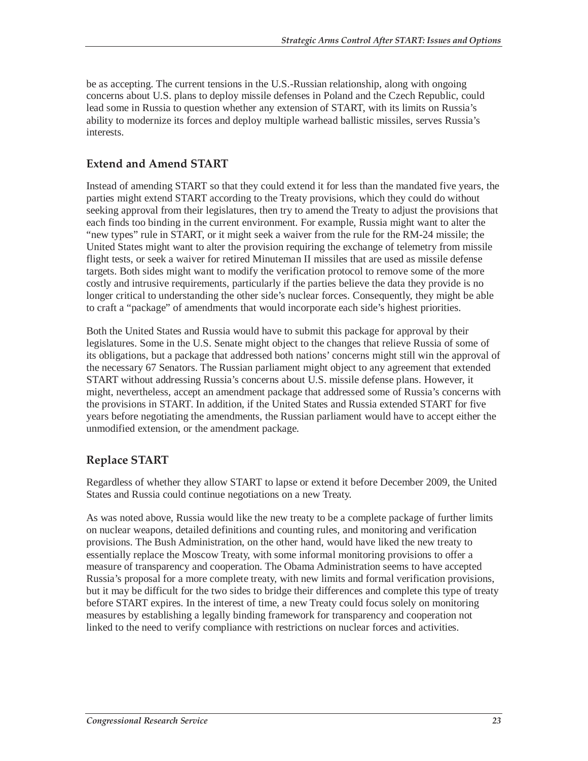be as accepting. The current tensions in the U.S.-Russian relationship, along with ongoing concerns about U.S. plans to deploy missile defenses in Poland and the Czech Republic, could lead some in Russia to question whether any extension of START, with its limits on Russia's ability to modernize its forces and deploy multiple warhead ballistic missiles, serves Russia's interests.

### Extend and Amend START

Instead of amending START so that they could extend it for less than the mandated five years, the parties might extend START according to the Treaty provisions, which they could do without seeking approval from their legislatures, then try to amend the Treaty to adjust the provisions that each finds too binding in the current environment. For example, Russia might want to alter the "new types" rule in START, or it might seek a waiver from the rule for the RM-24 missile; the United States might want to alter the provision requiring the exchange of telemetry from missile flight tests, or seek a waiver for retired Minuteman II missiles that are used as missile defense targets. Both sides might want to modify the verification protocol to remove some of the more costly and intrusive requirements, particularly if the parties believe the data they provide is no longer critical to understanding the other side's nuclear forces. Consequently, they might be able to craft a "package" of amendments that would incorporate each side's highest priorities.

Both the United States and Russia would have to submit this package for approval by their legislatures. Some in the U.S. Senate might object to the changes that relieve Russia of some of its obligations, but a package that addressed both nations' concerns might still win the approval of the necessary 67 Senators. The Russian parliament might object to any agreement that extended START without addressing Russia's concerns about U.S. missile defense plans. However, it might, nevertheless, accept an amendment package that addressed some of Russia's concerns with the provisions in START. In addition, if the United States and Russia extended START for five years before negotiating the amendments, the Russian parliament would have to accept either the unmodified extension, or the amendment package.

### Replace START

Regardless of whether they allow START to lapse or extend it before December 2009, the United States and Russia could continue negotiations on a new Treaty.

As was noted above, Russia would like the new treaty to be a complete package of further limits on nuclear weapons, detailed definitions and counting rules, and monitoring and verification provisions. The Bush Administration, on the other hand, would have liked the new treaty to essentially replace the Moscow Treaty, with some informal monitoring provisions to offer a measure of transparency and cooperation. The Obama Administration seems to have accepted Russia's proposal for a more complete treaty, with new limits and formal verification provisions, but it may be difficult for the two sides to bridge their differences and complete this type of treaty before START expires. In the interest of time, a new Treaty could focus solely on monitoring measures by establishing a legally binding framework for transparency and cooperation not linked to the need to verify compliance with restrictions on nuclear forces and activities.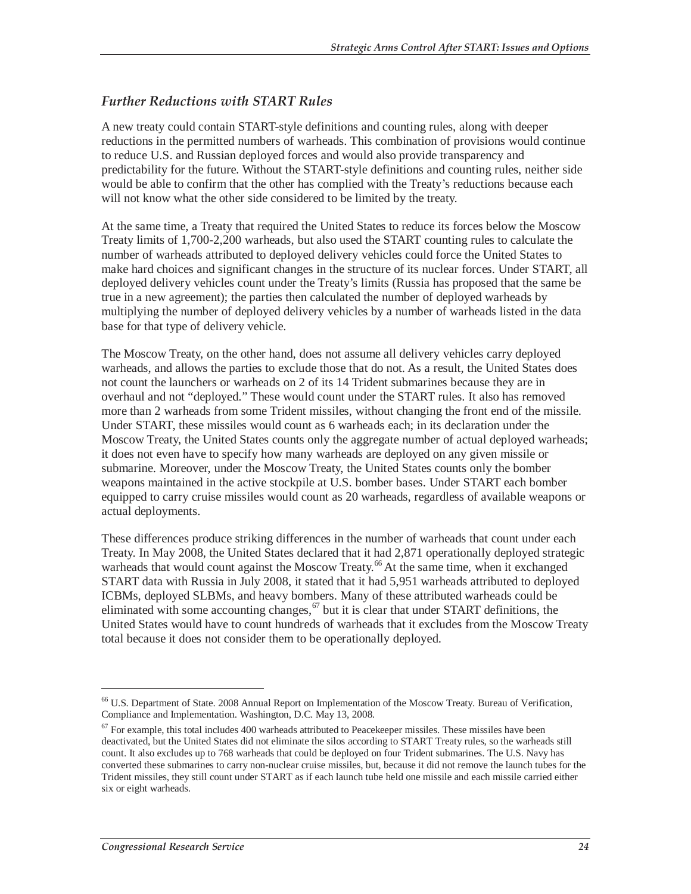### *Further Reductions with START Rules*

A new treaty could contain START-style definitions and counting rules, along with deeper reductions in the permitted numbers of warheads. This combination of provisions would continue to reduce U.S. and Russian deployed forces and would also provide transparency and predictability for the future. Without the START-style definitions and counting rules, neither side would be able to confirm that the other has complied with the Treaty's reductions because each will not know what the other side considered to be limited by the treaty.

At the same time, a Treaty that required the United States to reduce its forces below the Moscow Treaty limits of 1,700-2,200 warheads, but also used the START counting rules to calculate the number of warheads attributed to deployed delivery vehicles could force the United States to make hard choices and significant changes in the structure of its nuclear forces. Under START, all deployed delivery vehicles count under the Treaty's limits (Russia has proposed that the same be true in a new agreement); the parties then calculated the number of deployed warheads by multiplying the number of deployed delivery vehicles by a number of warheads listed in the data base for that type of delivery vehicle.

The Moscow Treaty, on the other hand, does not assume all delivery vehicles carry deployed warheads, and allows the parties to exclude those that do not. As a result, the United States does not count the launchers or warheads on 2 of its 14 Trident submarines because they are in overhaul and not "deployed." These would count under the START rules. It also has removed more than 2 warheads from some Trident missiles, without changing the front end of the missile. Under START, these missiles would count as 6 warheads each; in its declaration under the Moscow Treaty, the United States counts only the aggregate number of actual deployed warheads; it does not even have to specify how many warheads are deployed on any given missile or submarine. Moreover, under the Moscow Treaty, the United States counts only the bomber weapons maintained in the active stockpile at U.S. bomber bases. Under START each bomber equipped to carry cruise missiles would count as 20 warheads, regardless of available weapons or actual deployments.

These differences produce striking differences in the number of warheads that count under each Treaty. In May 2008, the United States declared that it had 2,871 operationally deployed strategic warheads that would count against the Moscow Treaty.[66] At the same time, when it exchanged START data with Russia in July 2008, it stated that it had 5,951 warheads attributed to deployed ICBMs, deployed SLBMs, and heavy bombers. Many of these attributed warheads could be eliminated with some accounting changes,[67] but it is clear that under START definitions, the United States would have to count hundreds of warheads that it excludes from the Moscow Treaty total because it does not consider them to be operationally deployed.

---

[66] U.S. Department of State. 2008 Annual Report on Implementation of the Moscow Treaty. Bureau of Verification, Compliance and Implementation. Washington, D.C. May 13, 2008.

[67] For example, this total includes 400 warheads attributed to Peacekeeper missiles. These missiles have been deactivated, but the United States did not eliminate the silos according to START Treaty rules, so the warheads still count. It also excludes up to 768 warheads that could be deployed on four Trident submarines. The U.S. Navy has converted these submarines to carry non-nuclear cruise missiles, but, because it did not remove the launch tubes for the Trident missiles, they still count under START as if each launch tube held one missile and each missile carried either six or eight warheads.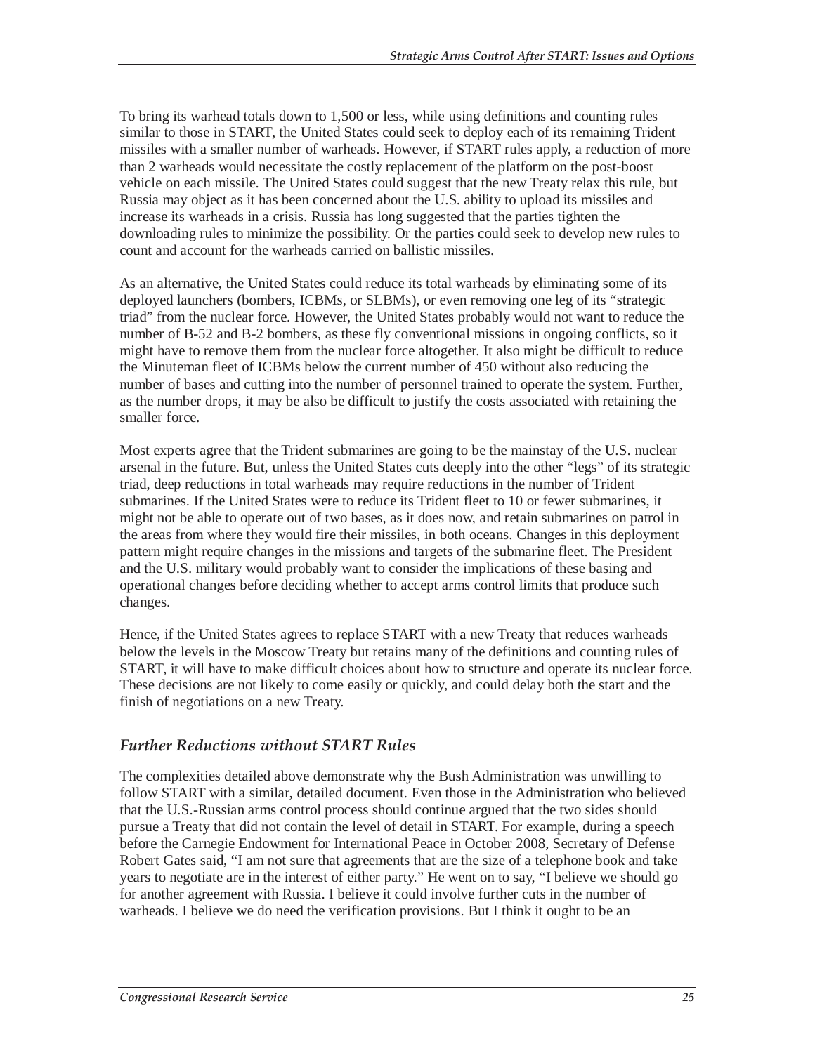To bring its warhead totals down to 1,500 or less, while using definitions and counting rules similar to those in START, the United States could seek to deploy each of its remaining Trident missiles with a smaller number of warheads. However, if START rules apply, a reduction of more than 2 warheads would necessitate the costly replacement of the platform on the post-boost vehicle on each missile. The United States could suggest that the new Treaty relax this rule, but Russia may object as it has been concerned about the U.S. ability to upload its missiles and increase its warheads in a crisis. Russia has long suggested that the parties tighten the downloading rules to minimize the possibility. Or the parties could seek to develop new rules to count and account for the warheads carried on ballistic missiles.

As an alternative, the United States could reduce its total warheads by eliminating some of its deployed launchers (bombers, ICBMs, or SLBMs), or even removing one leg of its "strategic triad" from the nuclear force. However, the United States probably would not want to reduce the number of B-52 and B-2 bombers, as these fly conventional missions in ongoing conflicts, so it might have to remove them from the nuclear force altogether. It also might be difficult to reduce the Minuteman fleet of ICBMs below the current number of 450 without also reducing the number of bases and cutting into the number of personnel trained to operate the system. Further, as the number drops, it may be also be difficult to justify the costs associated with retaining the smaller force.

Most experts agree that the Trident submarines are going to be the mainstay of the U.S. nuclear arsenal in the future. But, unless the United States cuts deeply into the other "legs" of its strategic triad, deep reductions in total warheads may require reductions in the number of Trident submarines. If the United States were to reduce its Trident fleet to 10 or fewer submarines, it might not be able to operate out of two bases, as it does now, and retain submarines on patrol in the areas from where they would fire their missiles, in both oceans. Changes in this deployment pattern might require changes in the missions and targets of the submarine fleet. The President and the U.S. military would probably want to consider the implications of these basing and operational changes before deciding whether to accept arms control limits that produce such changes.

Hence, if the United States agrees to replace START with a new Treaty that reduces warheads below the levels in the Moscow Treaty but retains many of the definitions and counting rules of START, it will have to make difficult choices about how to structure and operate its nuclear force. These decisions are not likely to come easily or quickly, and could delay both the start and the finish of negotiations on a new Treaty.

### *Further Reductions without START Rules*

The complexities detailed above demonstrate why the Bush Administration was unwilling to follow START with a similar, detailed document. Even those in the Administration who believed that the U.S.-Russian arms control process should continue argued that the two sides should pursue a Treaty that did not contain the level of detail in START. For example, during a speech before the Carnegie Endowment for International Peace in October 2008, Secretary of Defense Robert Gates said, "I am not sure that agreements that are the size of a telephone book and take years to negotiate are in the interest of either party." He went on to say, "I believe we should go for another agreement with Russia. I believe it could involve further cuts in the number of warheads. I believe we do need the verification provisions. But I think it ought to be an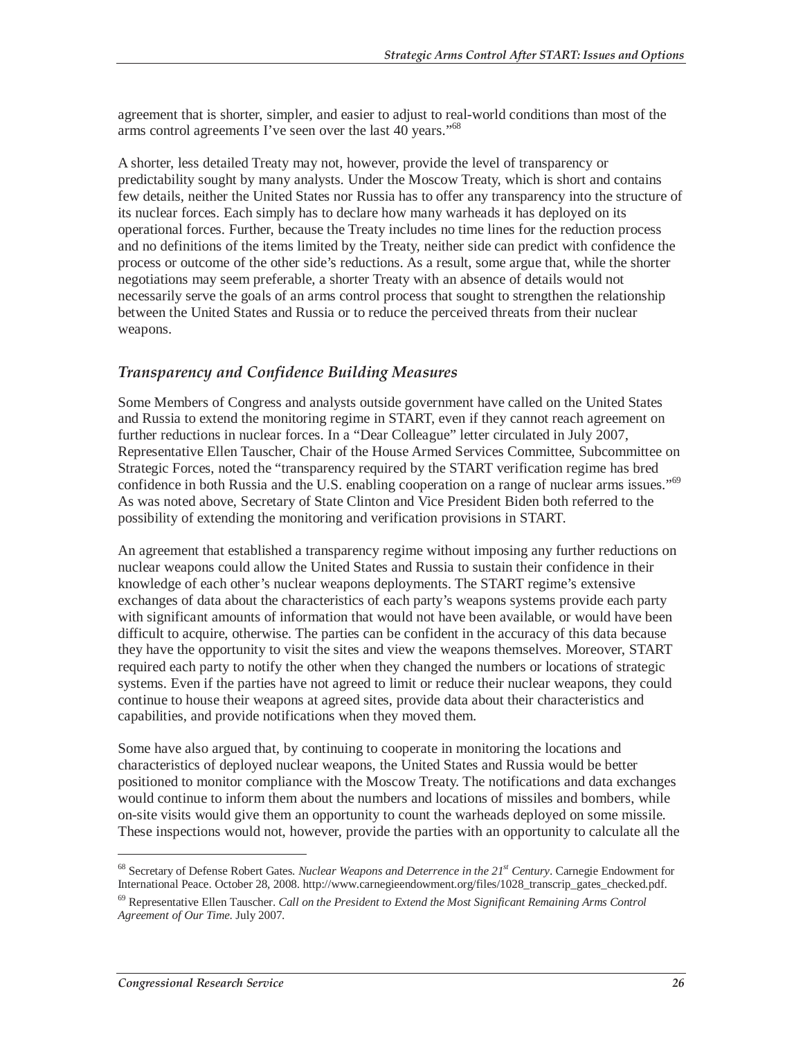agreement that is shorter, simpler, and easier to adjust to real-world conditions than most of the arms control agreements I've seen over the last 40 years."[68]

A shorter, less detailed Treaty may not, however, provide the level of transparency or predictability sought by many analysts. Under the Moscow Treaty, which is short and contains few details, neither the United States nor Russia has to offer any transparency into the structure of its nuclear forces. Each simply has to declare how many warheads it has deployed on its operational forces. Further, because the Treaty includes no time lines for the reduction process and no definitions of the items limited by the Treaty, neither side can predict with confidence the process or outcome of the other side's reductions. As a result, some argue that, while the shorter negotiations may seem preferable, a shorter Treaty with an absence of details would not necessarily serve the goals of an arms control process that sought to strengthen the relationship between the United States and Russia or to reduce the perceived threats from their nuclear weapons.

### *Transparency and Confidence Building Measures*

Some Members of Congress and analysts outside government have called on the United States and Russia to extend the monitoring regime in START, even if they cannot reach agreement on further reductions in nuclear forces. In a "Dear Colleague" letter circulated in July 2007, Representative Ellen Tauscher, Chair of the House Armed Services Committee, Subcommittee on Strategic Forces, noted the "transparency required by the START verification regime has bred confidence in both Russia and the U.S. enabling cooperation on a range of nuclear arms issues."[69] As was noted above, Secretary of State Clinton and Vice President Biden both referred to the possibility of extending the monitoring and verification provisions in START.

An agreement that established a transparency regime without imposing any further reductions on nuclear weapons could allow the United States and Russia to sustain their confidence in their knowledge of each other's nuclear weapons deployments. The START regime's extensive exchanges of data about the characteristics of each party's weapons systems provide each party with significant amounts of information that would not have been available, or would have been difficult to acquire, otherwise. The parties can be confident in the accuracy of this data because they have the opportunity to visit the sites and view the weapons themselves. Moreover, START required each party to notify the other when they changed the numbers or locations of strategic systems. Even if the parties have not agreed to limit or reduce their nuclear weapons, they could continue to house their weapons at agreed sites, provide data about their characteristics and capabilities, and provide notifications when they moved them.

Some have also argued that, by continuing to cooperate in monitoring the locations and characteristics of deployed nuclear weapons, the United States and Russia would be better positioned to monitor compliance with the Moscow Treaty. The notifications and data exchanges would continue to inform them about the numbers and locations of missiles and bombers, while on-site visits would give them an opportunity to count the warheads deployed on some missile. These inspections would not, however, provide the parties with an opportunity to calculate all the

---

[68] Secretary of Defense Robert Gates. *Nuclear Weapons and Deterrence in the 21st Century*. Carnegie Endowment for International Peace. October 28, 2008. http://www.carnegieendowment.org/files/1028_transcrip_gates_checked.pdf.

[69] Representative Ellen Tauscher. *Call on the President to Extend the Most Significant Remaining Arms Control Agreement of Our Time*. July 2007.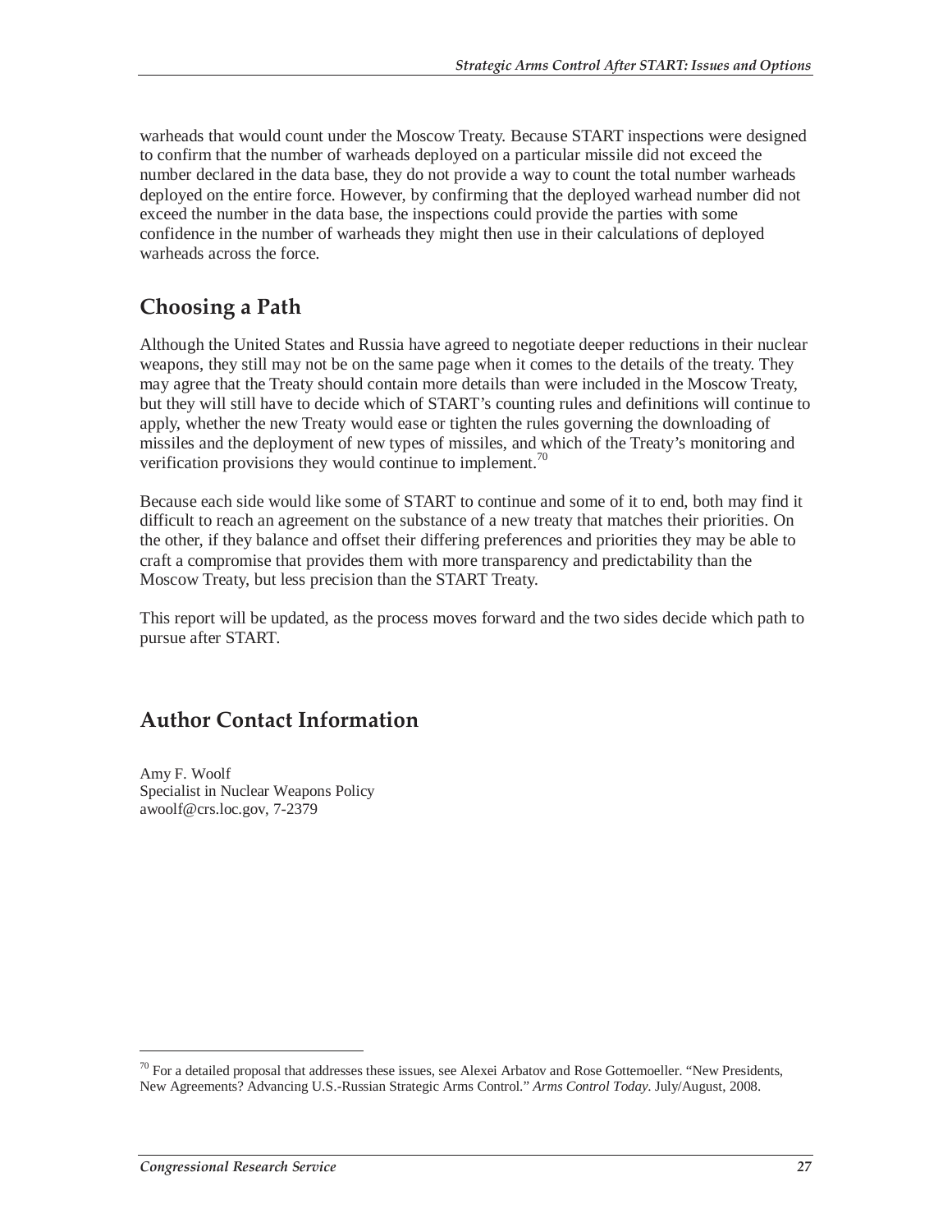warheads that would count under the Moscow Treaty. Because START inspections were designed to confirm that the number of warheads deployed on a particular missile did not exceed the number declared in the data base, they do not provide a way to count the total number warheads deployed on the entire force. However, by confirming that the deployed warhead number did not exceed the number in the data base, the inspections could provide the parties with some confidence in the number of warheads they might then use in their calculations of deployed warheads across the force.

## Choosing a Path

Although the United States and Russia have agreed to negotiate deeper reductions in their nuclear weapons, they still may not be on the same page when it comes to the details of the treaty. They may agree that the Treaty should contain more details than were included in the Moscow Treaty, but they will still have to decide which of START's counting rules and definitions will continue to apply, whether the new Treaty would ease or tighten the rules governing the downloading of missiles and the deployment of new types of missiles, and which of the Treaty's monitoring and verification provisions they would continue to implement.[70]

Because each side would like some of START to continue and some of it to end, both may find it difficult to reach an agreement on the substance of a new treaty that matches their priorities. On the other, if they balance and offset their differing preferences and priorities they may be able to craft a compromise that provides them with more transparency and predictability than the Moscow Treaty, but less precision than the START Treaty.

This report will be updated, as the process moves forward and the two sides decide which path to pursue after START.

## Author Contact Information

Amy F. Woolf
Specialist in Nuclear Weapons Policy
awoolf@crs.loc.gov, 7-2379

---

[70] For a detailed proposal that addresses these issues, see Alexei Arbatov and Rose Gottemoeller. "New Presidents, New Agreements? Advancing U.S.-Russian Strategic Arms Control." *Arms Control Today*. July/August, 2008.